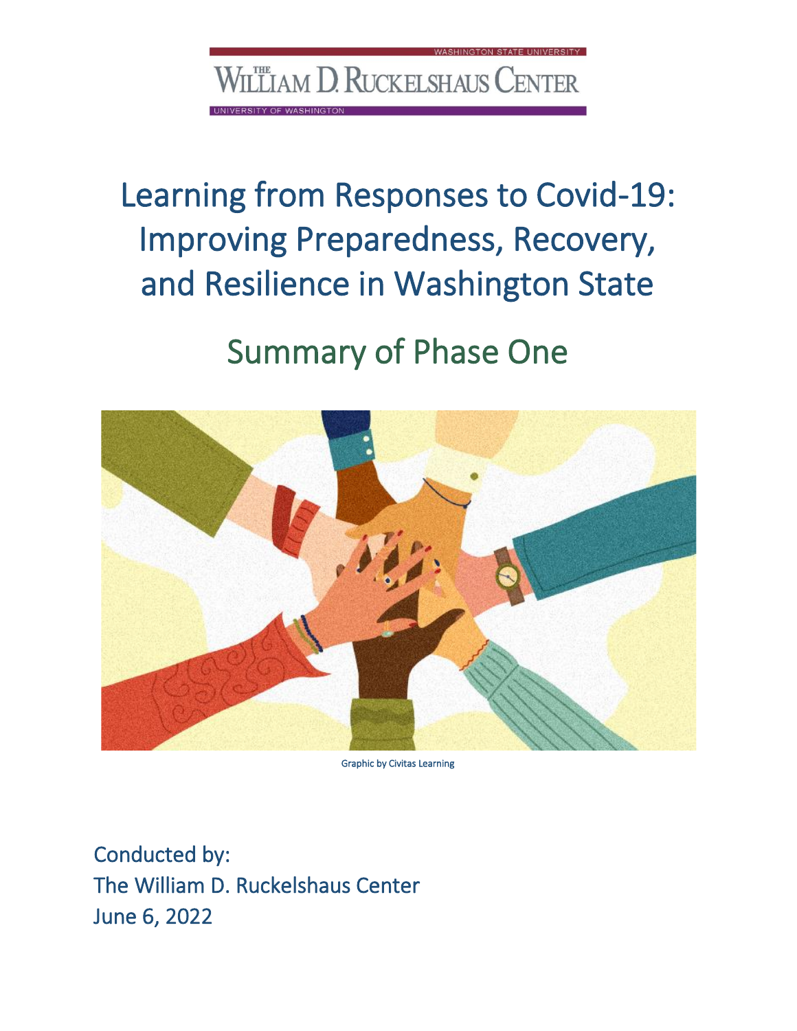WASHINGTON STATE UNIVERSITY

THE WILLIAM D. RUCKELSHAUS CENTER

UNIVERSITY OF WASHINGTON

# Learning from Responses to Covid-19: Improving Preparedness, Recovery, and Resilience in Washington State

## Summary of Phase One

Graphic by Civitas Learning

Conducted by:
The William D. Ruckelshaus Center
June 6, 2022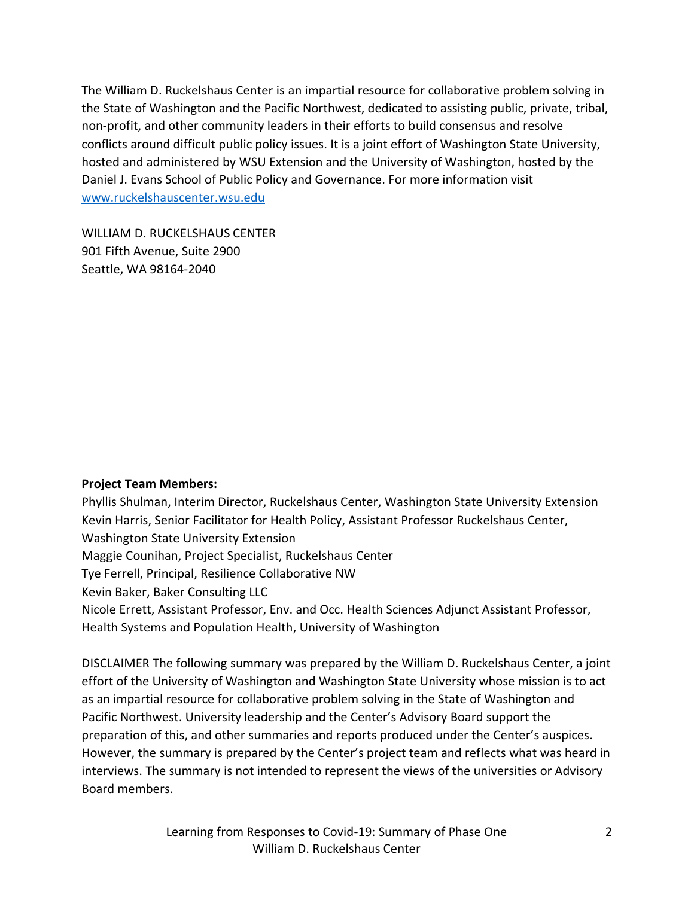The William D. Ruckelshaus Center is an impartial resource for collaborative problem solving in the State of Washington and the Pacific Northwest, dedicated to assisting public, private, tribal, non-profit, and other community leaders in their efforts to build consensus and resolve conflicts around difficult public policy issues. It is a joint effort of Washington State University, hosted and administered by WSU Extension and the University of Washington, hosted by the Daniel J. Evans School of Public Policy and Governance. For more information visit [www.ruckelshauscenter.wsu.edu](http://www.ruckelshauscenter.wsu.edu)

WILLIAM D. RUCKELSHAUS CENTER
901 Fifth Avenue, Suite 2900
Seattle, WA 98164-2040

**Project Team Members:**
Phyllis Shulman, Interim Director, Ruckelshaus Center, Washington State University Extension
Kevin Harris, Senior Facilitator for Health Policy, Assistant Professor Ruckelshaus Center, Washington State University Extension
Maggie Counihan, Project Specialist, Ruckelshaus Center
Tye Ferrell, Principal, Resilience Collaborative NW
Kevin Baker, Baker Consulting LLC
Nicole Errett, Assistant Professor, Env. and Occ. Health Sciences Adjunct Assistant Professor, Health Systems and Population Health, University of Washington

DISCLAIMER The following summary was prepared by the William D. Ruckelshaus Center, a joint effort of the University of Washington and Washington State University whose mission is to act as an impartial resource for collaborative problem solving in the State of Washington and Pacific Northwest. University leadership and the Center's Advisory Board support the preparation of this, and other summaries and reports produced under the Center's auspices. However, the summary is prepared by the Center's project team and reflects what was heard in interviews. The summary is not intended to represent the views of the universities or Advisory Board members.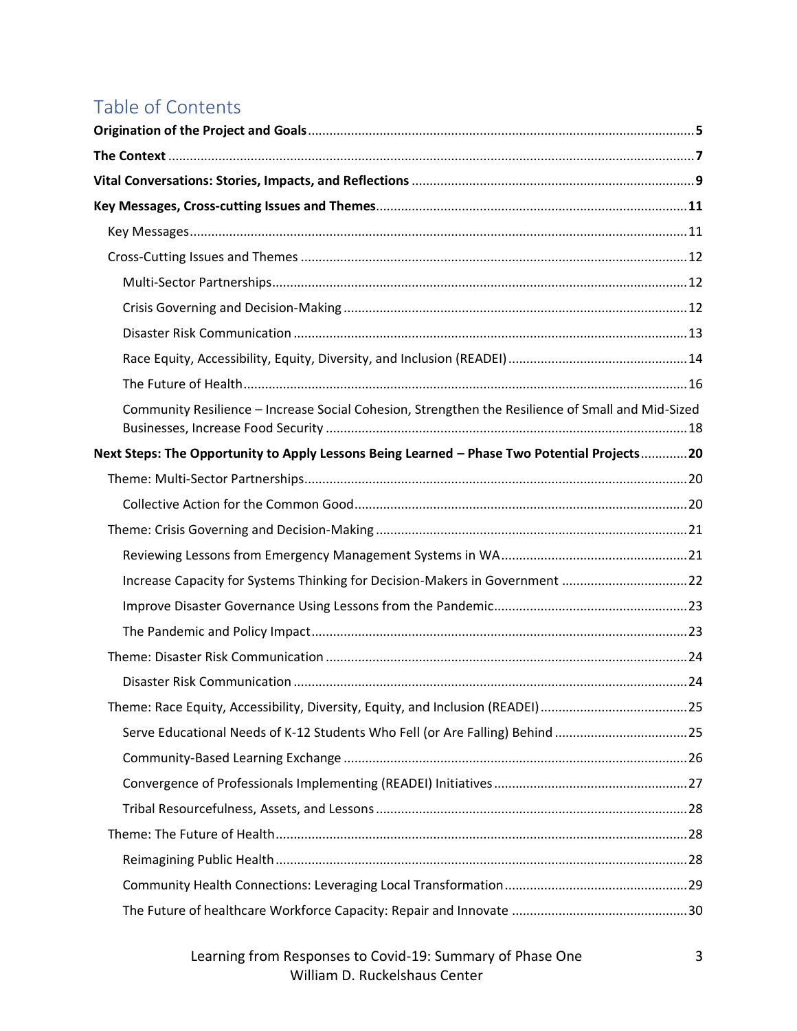# Table of Contents

**Origination of the Project and Goals** ..... **5**

**The Context** ..... **7**

**Vital Conversations: Stories, Impacts, and Reflections** ..... **9**

**Key Messages, Cross-cutting Issues and Themes** ..... **11**

- Key Messages ..... 11
- Cross-Cutting Issues and Themes ..... 12
  - Multi-Sector Partnerships ..... 12
  - Crisis Governing and Decision-Making ..... 12
  - Disaster Risk Communication ..... 13
  - Race Equity, Accessibility, Equity, Diversity, and Inclusion (READEI) ..... 14
  - The Future of Health ..... 16
  - Community Resilience – Increase Social Cohesion, Strengthen the Resilience of Small and Mid-Sized Businesses, Increase Food Security ..... 18

**Next Steps: The Opportunity to Apply Lessons Being Learned – Phase Two Potential Projects** ..... **20**

- Theme: Multi-Sector Partnerships ..... 20
  - Collective Action for the Common Good ..... 20
- Theme: Crisis Governing and Decision-Making ..... 21
  - Reviewing Lessons from Emergency Management Systems in WA ..... 21
  - Increase Capacity for Systems Thinking for Decision-Makers in Government ..... 22
  - Improve Disaster Governance Using Lessons from the Pandemic ..... 23
  - The Pandemic and Policy Impact ..... 23
- Theme: Disaster Risk Communication ..... 24
  - Disaster Risk Communication ..... 24
- Theme: Race Equity, Accessibility, Diversity, Equity, and Inclusion (READEI) ..... 25
  - Serve Educational Needs of K-12 Students Who Fell (or Are Falling) Behind ..... 25
  - Community-Based Learning Exchange ..... 26
  - Convergence of Professionals Implementing (READEI) Initiatives ..... 27
  - Tribal Resourcefulness, Assets, and Lessons ..... 28
- Theme: The Future of Health ..... 28
  - Reimagining Public Health ..... 28
  - Community Health Connections: Leveraging Local Transformation ..... 29
  - The Future of healthcare Workforce Capacity: Repair and Innovate ..... 30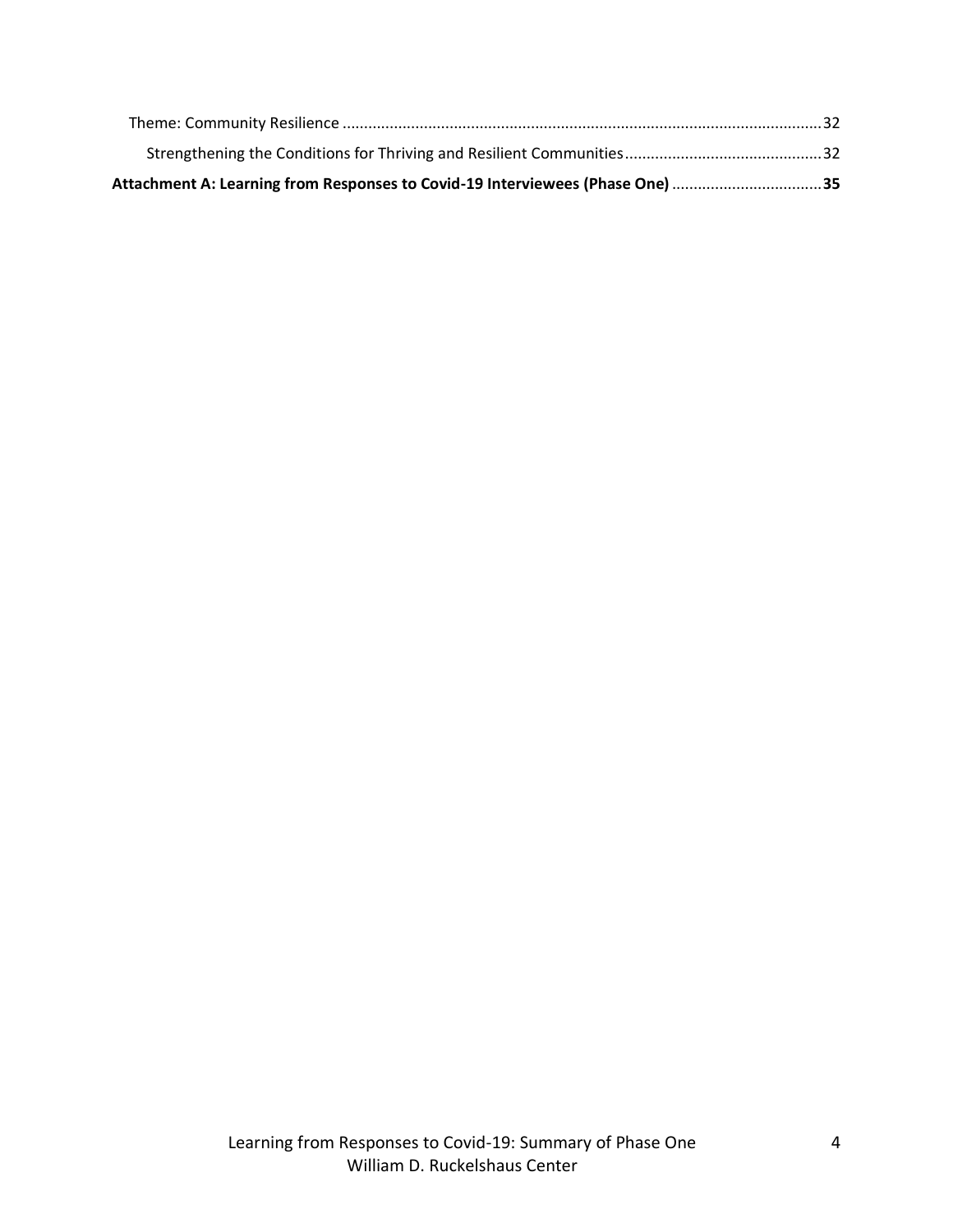Theme: Community Resilience ............................................................................................................. 32

Strengthening the Conditions for Thriving and Resilient Communities ............................................. 32

**Attachment A: Learning from Responses to Covid-19 Interviewees (Phase One) ................................. 35**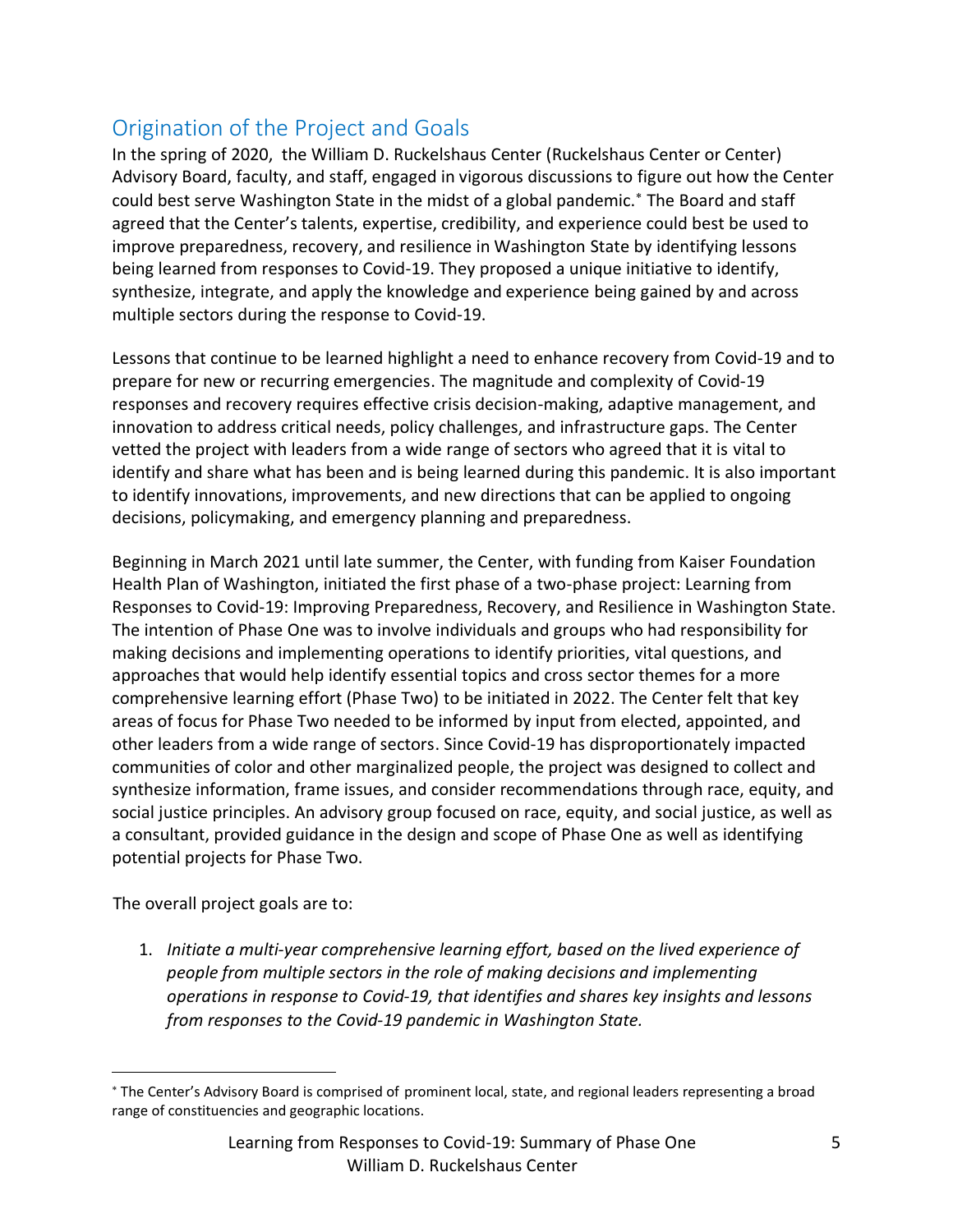## Origination of the Project and Goals

In the spring of 2020, the William D. Ruckelshaus Center (Ruckelshaus Center or Center) Advisory Board, faculty, and staff, engaged in vigorous discussions to figure out how the Center could best serve Washington State in the midst of a global pandemic.[*] The Board and staff agreed that the Center's talents, expertise, credibility, and experience could best be used to improve preparedness, recovery, and resilience in Washington State by identifying lessons being learned from responses to Covid-19. They proposed a unique initiative to identify, synthesize, integrate, and apply the knowledge and experience being gained by and across multiple sectors during the response to Covid-19.

Lessons that continue to be learned highlight a need to enhance recovery from Covid-19 and to prepare for new or recurring emergencies. The magnitude and complexity of Covid-19 responses and recovery requires effective crisis decision-making, adaptive management, and innovation to address critical needs, policy challenges, and infrastructure gaps. The Center vetted the project with leaders from a wide range of sectors who agreed that it is vital to identify and share what has been and is being learned during this pandemic. It is also important to identify innovations, improvements, and new directions that can be applied to ongoing decisions, policymaking, and emergency planning and preparedness.

Beginning in March 2021 until late summer, the Center, with funding from Kaiser Foundation Health Plan of Washington, initiated the first phase of a two-phase project: Learning from Responses to Covid-19: Improving Preparedness, Recovery, and Resilience in Washington State. The intention of Phase One was to involve individuals and groups who had responsibility for making decisions and implementing operations to identify priorities, vital questions, and approaches that would help identify essential topics and cross sector themes for a more comprehensive learning effort (Phase Two) to be initiated in 2022. The Center felt that key areas of focus for Phase Two needed to be informed by input from elected, appointed, and other leaders from a wide range of sectors. Since Covid-19 has disproportionately impacted communities of color and other marginalized people, the project was designed to collect and synthesize information, frame issues, and consider recommendations through race, equity, and social justice principles. An advisory group focused on race, equity, and social justice, as well as a consultant, provided guidance in the design and scope of Phase One as well as identifying potential projects for Phase Two.

The overall project goals are to:

1. *Initiate a multi-year comprehensive learning effort, based on the lived experience of people from multiple sectors in the role of making decisions and implementing operations in response to Covid-19, that identifies and shares key insights and lessons from responses to the Covid-19 pandemic in Washington State.*

---

[*] The Center's Advisory Board is comprised of prominent local, state, and regional leaders representing a broad range of constituencies and geographic locations.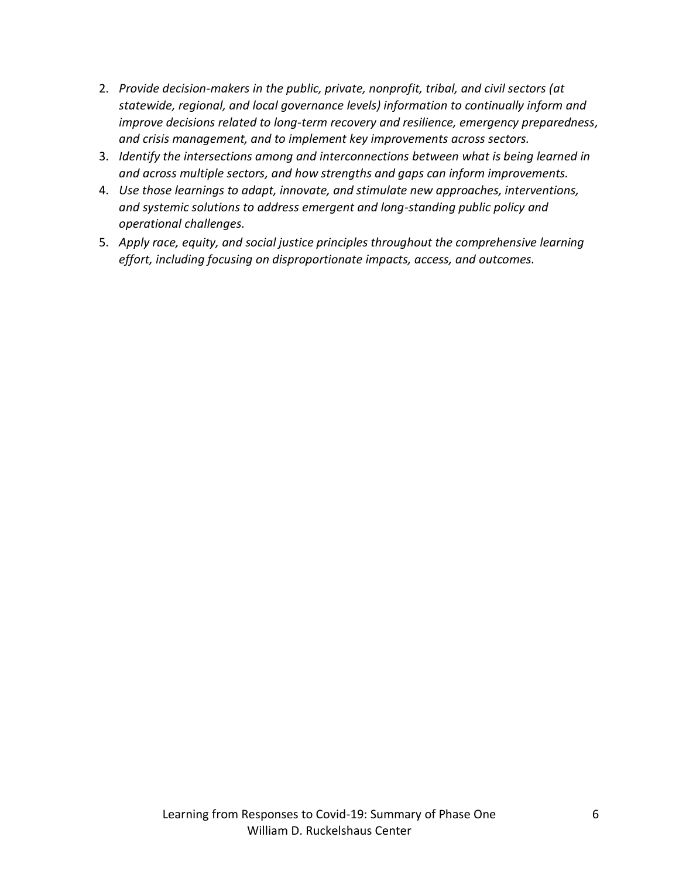2. *Provide decision-makers in the public, private, nonprofit, tribal, and civil sectors (at statewide, regional, and local governance levels) information to continually inform and improve decisions related to long-term recovery and resilience, emergency preparedness, and crisis management, and to implement key improvements across sectors.*
3. *Identify the intersections among and interconnections between what is being learned in and across multiple sectors, and how strengths and gaps can inform improvements.*
4. *Use those learnings to adapt, innovate, and stimulate new approaches, interventions, and systemic solutions to address emergent and long-standing public policy and operational challenges.*
5. *Apply race, equity, and social justice principles throughout the comprehensive learning effort, including focusing on disproportionate impacts, access, and outcomes.*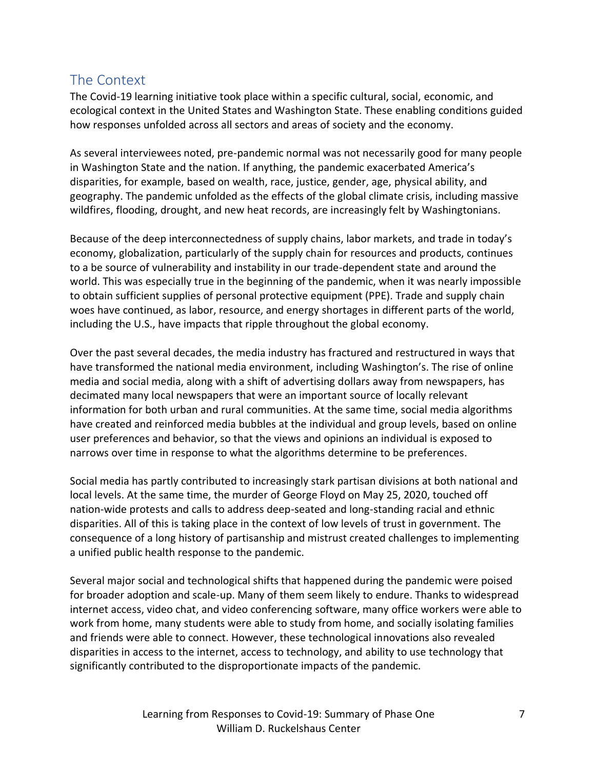## The Context

The Covid-19 learning initiative took place within a specific cultural, social, economic, and ecological context in the United States and Washington State. These enabling conditions guided how responses unfolded across all sectors and areas of society and the economy.

As several interviewees noted, pre-pandemic normal was not necessarily good for many people in Washington State and the nation. If anything, the pandemic exacerbated America's disparities, for example, based on wealth, race, justice, gender, age, physical ability, and geography. The pandemic unfolded as the effects of the global climate crisis, including massive wildfires, flooding, drought, and new heat records, are increasingly felt by Washingtonians.

Because of the deep interconnectedness of supply chains, labor markets, and trade in today's economy, globalization, particularly of the supply chain for resources and products, continues to a be source of vulnerability and instability in our trade-dependent state and around the world. This was especially true in the beginning of the pandemic, when it was nearly impossible to obtain sufficient supplies of personal protective equipment (PPE). Trade and supply chain woes have continued, as labor, resource, and energy shortages in different parts of the world, including the U.S., have impacts that ripple throughout the global economy.

Over the past several decades, the media industry has fractured and restructured in ways that have transformed the national media environment, including Washington's. The rise of online media and social media, along with a shift of advertising dollars away from newspapers, has decimated many local newspapers that were an important source of locally relevant information for both urban and rural communities. At the same time, social media algorithms have created and reinforced media bubbles at the individual and group levels, based on online user preferences and behavior, so that the views and opinions an individual is exposed to narrows over time in response to what the algorithms determine to be preferences.

Social media has partly contributed to increasingly stark partisan divisions at both national and local levels. At the same time, the murder of George Floyd on May 25, 2020, touched off nation-wide protests and calls to address deep-seated and long-standing racial and ethnic disparities. All of this is taking place in the context of low levels of trust in government. The consequence of a long history of partisanship and mistrust created challenges to implementing a unified public health response to the pandemic.

Several major social and technological shifts that happened during the pandemic were poised for broader adoption and scale-up. Many of them seem likely to endure. Thanks to widespread internet access, video chat, and video conferencing software, many office workers were able to work from home, many students were able to study from home, and socially isolating families and friends were able to connect. However, these technological innovations also revealed disparities in access to the internet, access to technology, and ability to use technology that significantly contributed to the disproportionate impacts of the pandemic.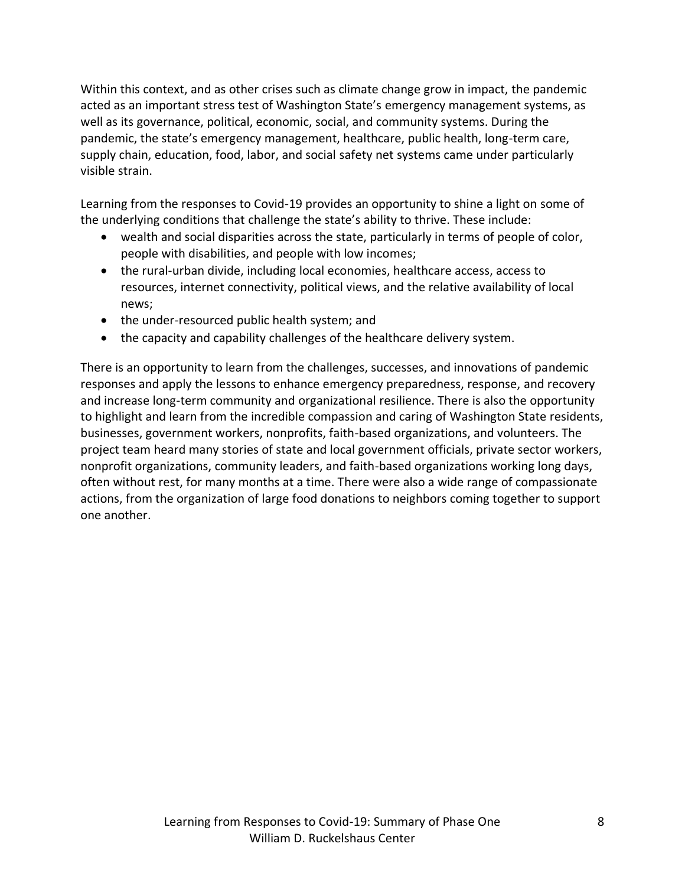Within this context, and as other crises such as climate change grow in impact, the pandemic acted as an important stress test of Washington State's emergency management systems, as well as its governance, political, economic, social, and community systems. During the pandemic, the state's emergency management, healthcare, public health, long-term care, supply chain, education, food, labor, and social safety net systems came under particularly visible strain.

Learning from the responses to Covid-19 provides an opportunity to shine a light on some of the underlying conditions that challenge the state's ability to thrive. These include:

- wealth and social disparities across the state, particularly in terms of people of color, people with disabilities, and people with low incomes;
- the rural-urban divide, including local economies, healthcare access, access to resources, internet connectivity, political views, and the relative availability of local news;
- the under-resourced public health system; and
- the capacity and capability challenges of the healthcare delivery system.

There is an opportunity to learn from the challenges, successes, and innovations of pandemic responses and apply the lessons to enhance emergency preparedness, response, and recovery and increase long-term community and organizational resilience. There is also the opportunity to highlight and learn from the incredible compassion and caring of Washington State residents, businesses, government workers, nonprofits, faith-based organizations, and volunteers. The project team heard many stories of state and local government officials, private sector workers, nonprofit organizations, community leaders, and faith-based organizations working long days, often without rest, for many months at a time. There were also a wide range of compassionate actions, from the organization of large food donations to neighbors coming together to support one another.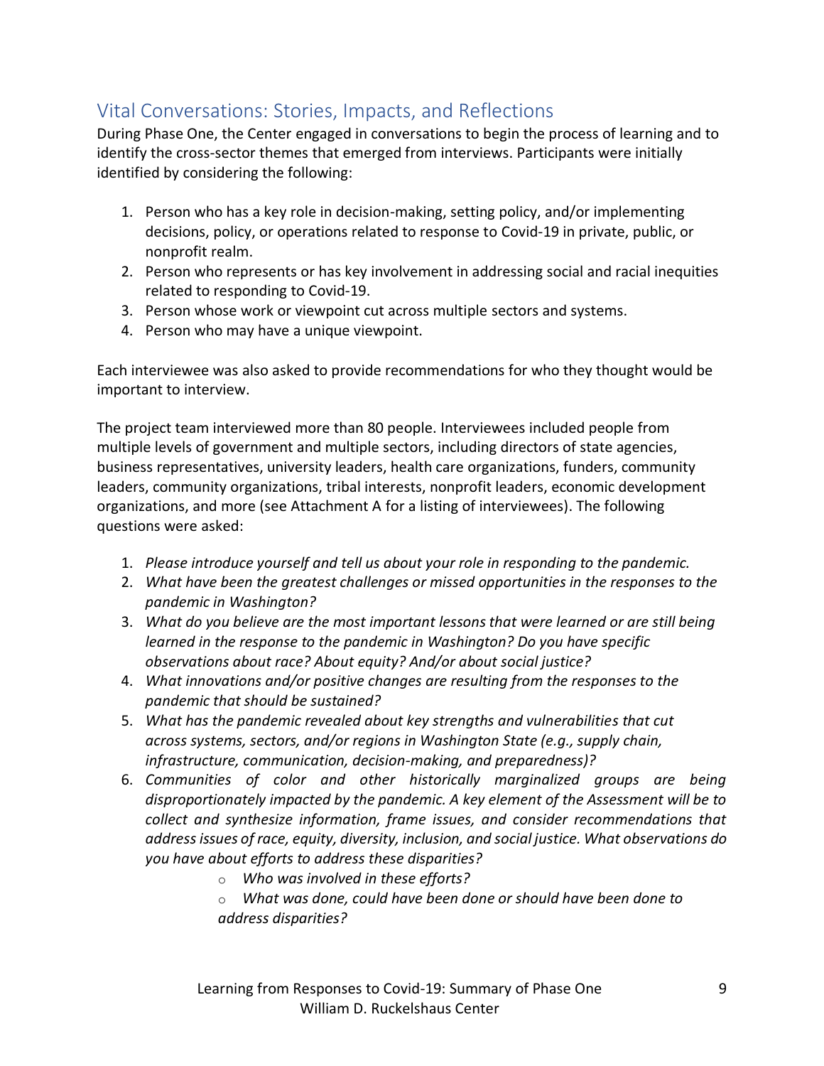## Vital Conversations: Stories, Impacts, and Reflections

During Phase One, the Center engaged in conversations to begin the process of learning and to identify the cross-sector themes that emerged from interviews. Participants were initially identified by considering the following:

1. Person who has a key role in decision-making, setting policy, and/or implementing decisions, policy, or operations related to response to Covid-19 in private, public, or nonprofit realm.
2. Person who represents or has key involvement in addressing social and racial inequities related to responding to Covid-19.
3. Person whose work or viewpoint cut across multiple sectors and systems.
4. Person who may have a unique viewpoint.

Each interviewee was also asked to provide recommendations for who they thought would be important to interview.

The project team interviewed more than 80 people. Interviewees included people from multiple levels of government and multiple sectors, including directors of state agencies, business representatives, university leaders, health care organizations, funders, community leaders, community organizations, tribal interests, nonprofit leaders, economic development organizations, and more (see Attachment A for a listing of interviewees). The following questions were asked:

1. *Please introduce yourself and tell us about your role in responding to the pandemic.*
2. *What have been the greatest challenges or missed opportunities in the responses to the pandemic in Washington?*
3. *What do you believe are the most important lessons that were learned or are still being learned in the response to the pandemic in Washington? Do you have specific observations about race? About equity? And/or about social justice?*
4. *What innovations and/or positive changes are resulting from the responses to the pandemic that should be sustained?*
5. *What has the pandemic revealed about key strengths and vulnerabilities that cut across systems, sectors, and/or regions in Washington State (e.g., supply chain, infrastructure, communication, decision-making, and preparedness)?*
6. *Communities of color and other historically marginalized groups are being disproportionately impacted by the pandemic. A key element of the Assessment will be to collect and synthesize information, frame issues, and consider recommendations that address issues of race, equity, diversity, inclusion, and social justice. What observations do you have about efforts to address these disparities?*
    - *Who was involved in these efforts?*
    - *What was done, could have been done or should have been done to address disparities?*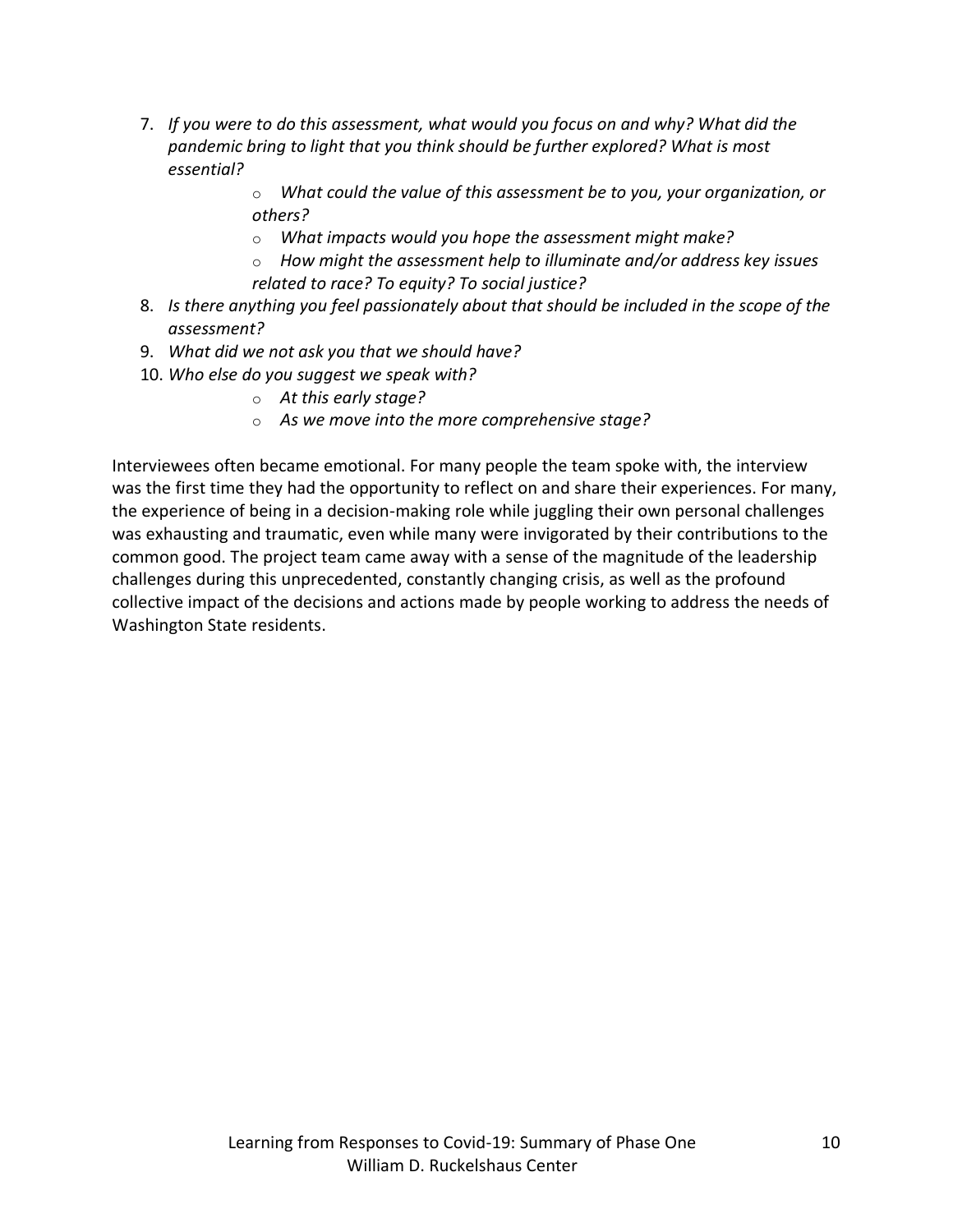7. *If you were to do this assessment, what would you focus on and why? What did the pandemic bring to light that you think should be further explored? What is most essential?*
    - *What could the value of this assessment be to you, your organization, or others?*
    - *What impacts would you hope the assessment might make?*
    - *How might the assessment help to illuminate and/or address key issues related to race? To equity? To social justice?*
8. *Is there anything you feel passionately about that should be included in the scope of the assessment?*
9. *What did we not ask you that we should have?*
10. *Who else do you suggest we speak with?*
    - *At this early stage?*
    - *As we move into the more comprehensive stage?*

Interviewees often became emotional. For many people the team spoke with, the interview was the first time they had the opportunity to reflect on and share their experiences. For many, the experience of being in a decision-making role while juggling their own personal challenges was exhausting and traumatic, even while many were invigorated by their contributions to the common good. The project team came away with a sense of the magnitude of the leadership challenges during this unprecedented, constantly changing crisis, as well as the profound collective impact of the decisions and actions made by people working to address the needs of Washington State residents.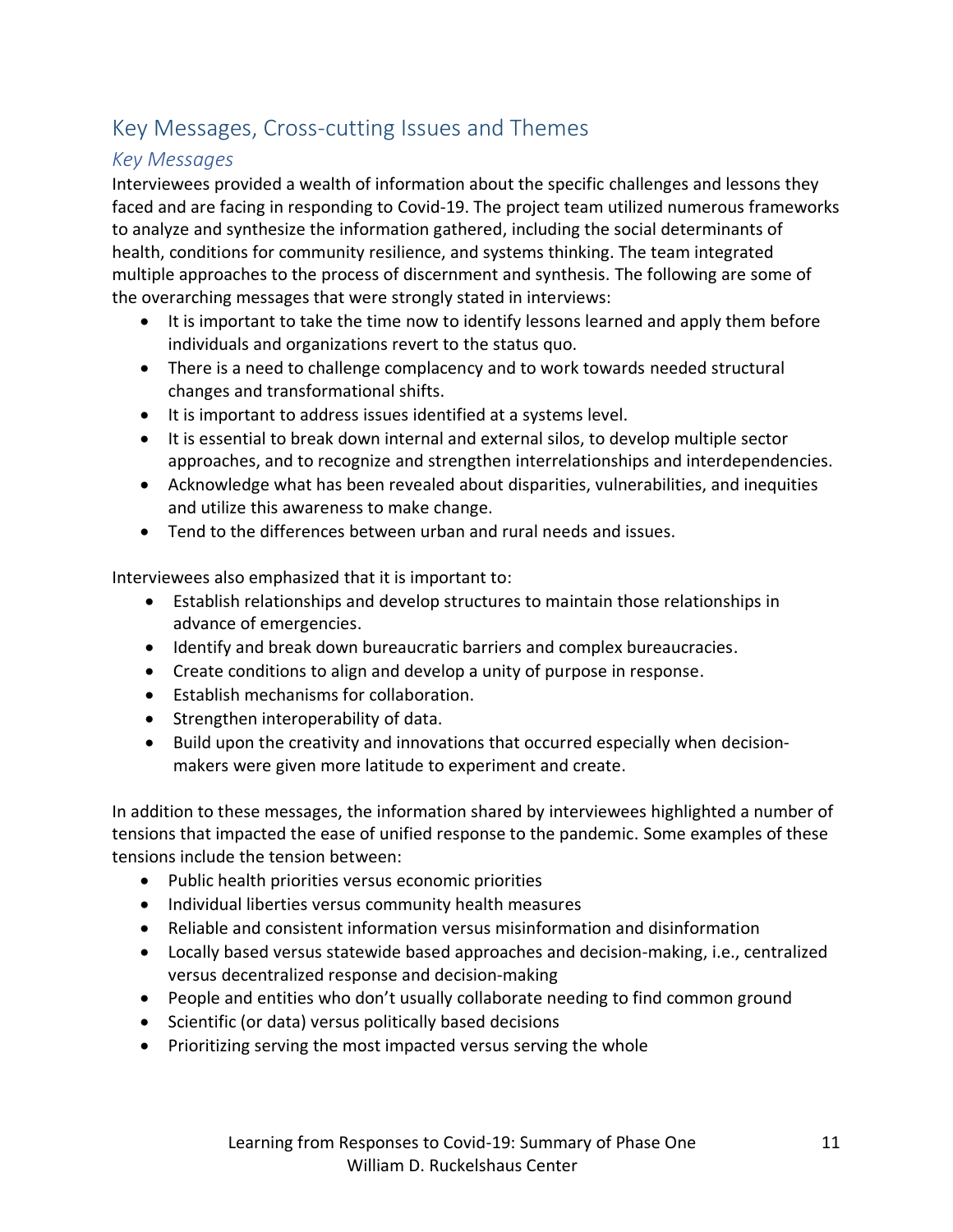## Key Messages, Cross-cutting Issues and Themes

### *Key Messages*

Interviewees provided a wealth of information about the specific challenges and lessons they faced and are facing in responding to Covid-19. The project team utilized numerous frameworks to analyze and synthesize the information gathered, including the social determinants of health, conditions for community resilience, and systems thinking. The team integrated multiple approaches to the process of discernment and synthesis. The following are some of the overarching messages that were strongly stated in interviews:

- It is important to take the time now to identify lessons learned and apply them before individuals and organizations revert to the status quo.
- There is a need to challenge complacency and to work towards needed structural changes and transformational shifts.
- It is important to address issues identified at a systems level.
- It is essential to break down internal and external silos, to develop multiple sector approaches, and to recognize and strengthen interrelationships and interdependencies.
- Acknowledge what has been revealed about disparities, vulnerabilities, and inequities and utilize this awareness to make change.
- Tend to the differences between urban and rural needs and issues.

Interviewees also emphasized that it is important to:

- Establish relationships and develop structures to maintain those relationships in advance of emergencies.
- Identify and break down bureaucratic barriers and complex bureaucracies.
- Create conditions to align and develop a unity of purpose in response.
- Establish mechanisms for collaboration.
- Strengthen interoperability of data.
- Build upon the creativity and innovations that occurred especially when decision-makers were given more latitude to experiment and create.

In addition to these messages, the information shared by interviewees highlighted a number of tensions that impacted the ease of unified response to the pandemic. Some examples of these tensions include the tension between:

- Public health priorities versus economic priorities
- Individual liberties versus community health measures
- Reliable and consistent information versus misinformation and disinformation
- Locally based versus statewide based approaches and decision-making, i.e., centralized versus decentralized response and decision-making
- People and entities who don't usually collaborate needing to find common ground
- Scientific (or data) versus politically based decisions
- Prioritizing serving the most impacted versus serving the whole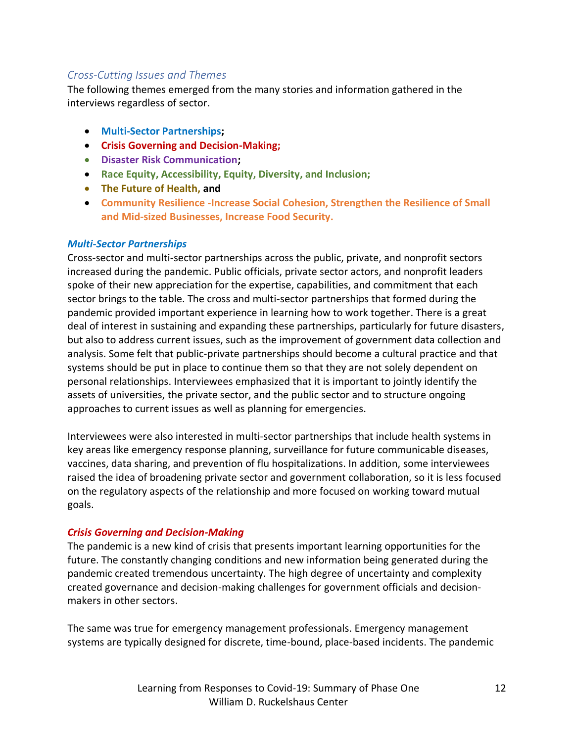### *Cross-Cutting Issues and Themes*

The following themes emerged from the many stories and information gathered in the interviews regardless of sector.

- **Multi-Sector Partnerships;**
- **Crisis Governing and Decision-Making;**
- **Disaster Risk Communication;**
- **Race Equity, Accessibility, Equity, Diversity, and Inclusion;**
- **The Future of Health, and**
- **Community Resilience -Increase Social Cohesion, Strengthen the Resilience of Small and Mid-sized Businesses, Increase Food Security.**

#### ***Multi-Sector Partnerships***

Cross-sector and multi-sector partnerships across the public, private, and nonprofit sectors increased during the pandemic. Public officials, private sector actors, and nonprofit leaders spoke of their new appreciation for the expertise, capabilities, and commitment that each sector brings to the table. The cross and multi-sector partnerships that formed during the pandemic provided important experience in learning how to work together. There is a great deal of interest in sustaining and expanding these partnerships, particularly for future disasters, but also to address current issues, such as the improvement of government data collection and analysis. Some felt that public-private partnerships should become a cultural practice and that systems should be put in place to continue them so that they are not solely dependent on personal relationships. Interviewees emphasized that it is important to jointly identify the assets of universities, the private sector, and the public sector and to structure ongoing approaches to current issues as well as planning for emergencies.

Interviewees were also interested in multi-sector partnerships that include health systems in key areas like emergency response planning, surveillance for future communicable diseases, vaccines, data sharing, and prevention of flu hospitalizations. In addition, some interviewees raised the idea of broadening private sector and government collaboration, so it is less focused on the regulatory aspects of the relationship and more focused on working toward mutual goals.

#### ***Crisis Governing and Decision-Making***

The pandemic is a new kind of crisis that presents important learning opportunities for the future. The constantly changing conditions and new information being generated during the pandemic created tremendous uncertainty. The high degree of uncertainty and complexity created governance and decision-making challenges for government officials and decision-makers in other sectors.

The same was true for emergency management professionals. Emergency management systems are typically designed for discrete, time-bound, place-based incidents. The pandemic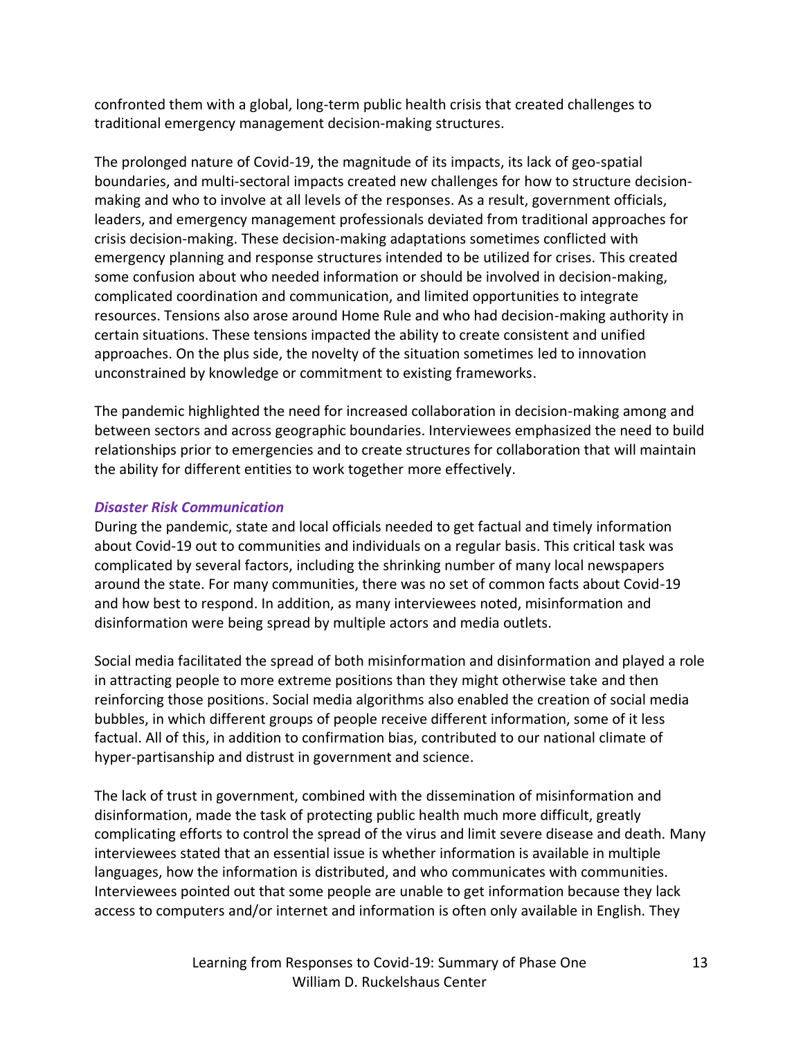confronted them with a global, long-term public health crisis that created challenges to traditional emergency management decision-making structures.

The prolonged nature of Covid-19, the magnitude of its impacts, its lack of geo-spatial boundaries, and multi-sectoral impacts created new challenges for how to structure decision-making and who to involve at all levels of the responses. As a result, government officials, leaders, and emergency management professionals deviated from traditional approaches for crisis decision-making. These decision-making adaptations sometimes conflicted with emergency planning and response structures intended to be utilized for crises. This created some confusion about who needed information or should be involved in decision-making, complicated coordination and communication, and limited opportunities to integrate resources. Tensions also arose around Home Rule and who had decision-making authority in certain situations. These tensions impacted the ability to create consistent and unified approaches. On the plus side, the novelty of the situation sometimes led to innovation unconstrained by knowledge or commitment to existing frameworks.

The pandemic highlighted the need for increased collaboration in decision-making among and between sectors and across geographic boundaries. Interviewees emphasized the need to build relationships prior to emergencies and to create structures for collaboration that will maintain the ability for different entities to work together more effectively.

### *Disaster Risk Communication*

During the pandemic, state and local officials needed to get factual and timely information about Covid-19 out to communities and individuals on a regular basis. This critical task was complicated by several factors, including the shrinking number of many local newspapers around the state. For many communities, there was no set of common facts about Covid-19 and how best to respond. In addition, as many interviewees noted, misinformation and disinformation were being spread by multiple actors and media outlets.

Social media facilitated the spread of both misinformation and disinformation and played a role in attracting people to more extreme positions than they might otherwise take and then reinforcing those positions. Social media algorithms also enabled the creation of social media bubbles, in which different groups of people receive different information, some of it less factual. All of this, in addition to confirmation bias, contributed to our national climate of hyper-partisanship and distrust in government and science.

The lack of trust in government, combined with the dissemination of misinformation and disinformation, made the task of protecting public health much more difficult, greatly complicating efforts to control the spread of the virus and limit severe disease and death. Many interviewees stated that an essential issue is whether information is available in multiple languages, how the information is distributed, and who communicates with communities. Interviewees pointed out that some people are unable to get information because they lack access to computers and/or internet and information is often only available in English. They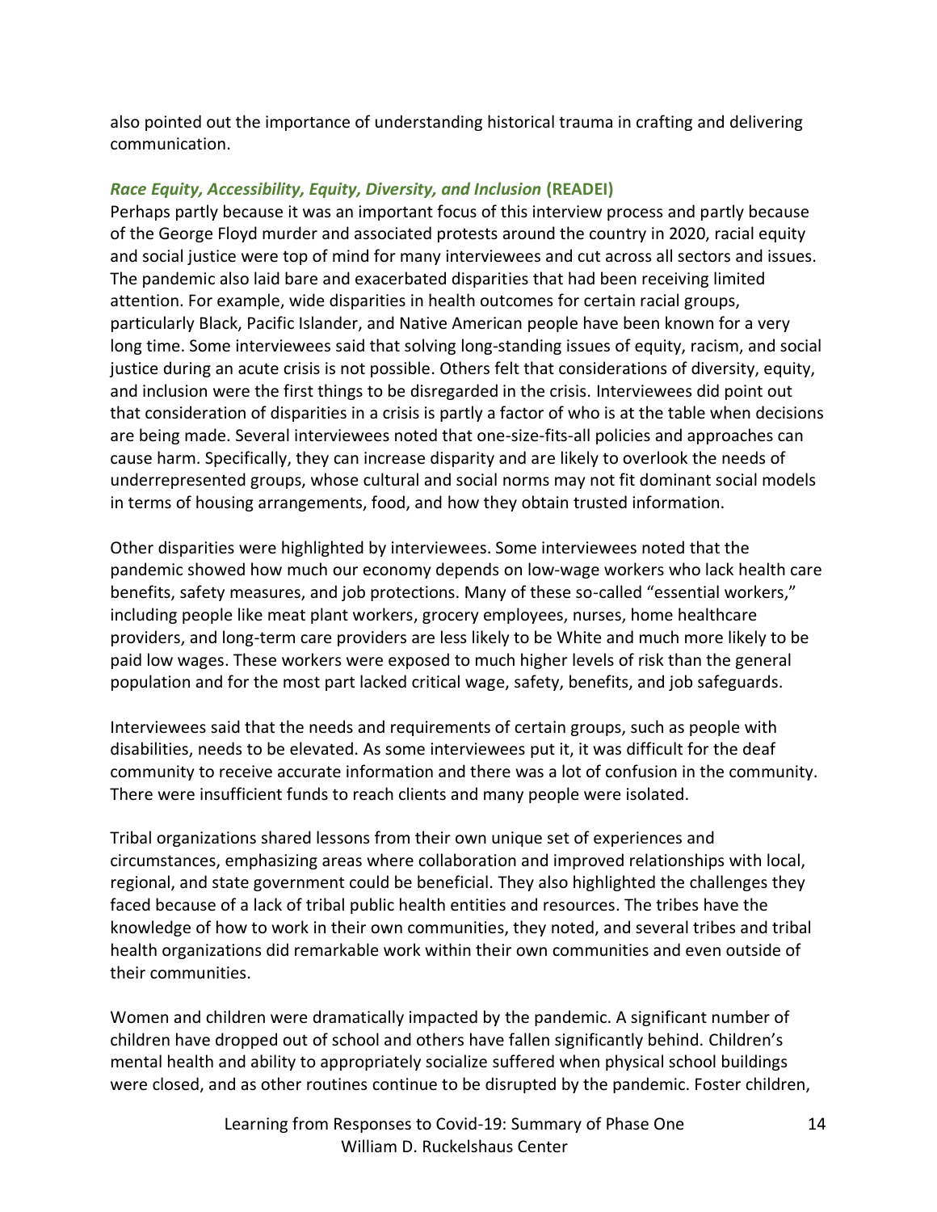also pointed out the importance of understanding historical trauma in crafting and delivering communication.

### *Race Equity, Accessibility, Equity, Diversity, and Inclusion* **(READEI)**

Perhaps partly because it was an important focus of this interview process and partly because of the George Floyd murder and associated protests around the country in 2020, racial equity and social justice were top of mind for many interviewees and cut across all sectors and issues. The pandemic also laid bare and exacerbated disparities that had been receiving limited attention. For example, wide disparities in health outcomes for certain racial groups, particularly Black, Pacific Islander, and Native American people have been known for a very long time. Some interviewees said that solving long-standing issues of equity, racism, and social justice during an acute crisis is not possible. Others felt that considerations of diversity, equity, and inclusion were the first things to be disregarded in the crisis. Interviewees did point out that consideration of disparities in a crisis is partly a factor of who is at the table when decisions are being made. Several interviewees noted that one-size-fits-all policies and approaches can cause harm. Specifically, they can increase disparity and are likely to overlook the needs of underrepresented groups, whose cultural and social norms may not fit dominant social models in terms of housing arrangements, food, and how they obtain trusted information.

Other disparities were highlighted by interviewees. Some interviewees noted that the pandemic showed how much our economy depends on low-wage workers who lack health care benefits, safety measures, and job protections. Many of these so-called "essential workers," including people like meat plant workers, grocery employees, nurses, home healthcare providers, and long-term care providers are less likely to be White and much more likely to be paid low wages. These workers were exposed to much higher levels of risk than the general population and for the most part lacked critical wage, safety, benefits, and job safeguards.

Interviewees said that the needs and requirements of certain groups, such as people with disabilities, needs to be elevated. As some interviewees put it, it was difficult for the deaf community to receive accurate information and there was a lot of confusion in the community. There were insufficient funds to reach clients and many people were isolated.

Tribal organizations shared lessons from their own unique set of experiences and circumstances, emphasizing areas where collaboration and improved relationships with local, regional, and state government could be beneficial. They also highlighted the challenges they faced because of a lack of tribal public health entities and resources. The tribes have the knowledge of how to work in their own communities, they noted, and several tribes and tribal health organizations did remarkable work within their own communities and even outside of their communities.

Women and children were dramatically impacted by the pandemic. A significant number of children have dropped out of school and others have fallen significantly behind. Children's mental health and ability to appropriately socialize suffered when physical school buildings were closed, and as other routines continue to be disrupted by the pandemic. Foster children,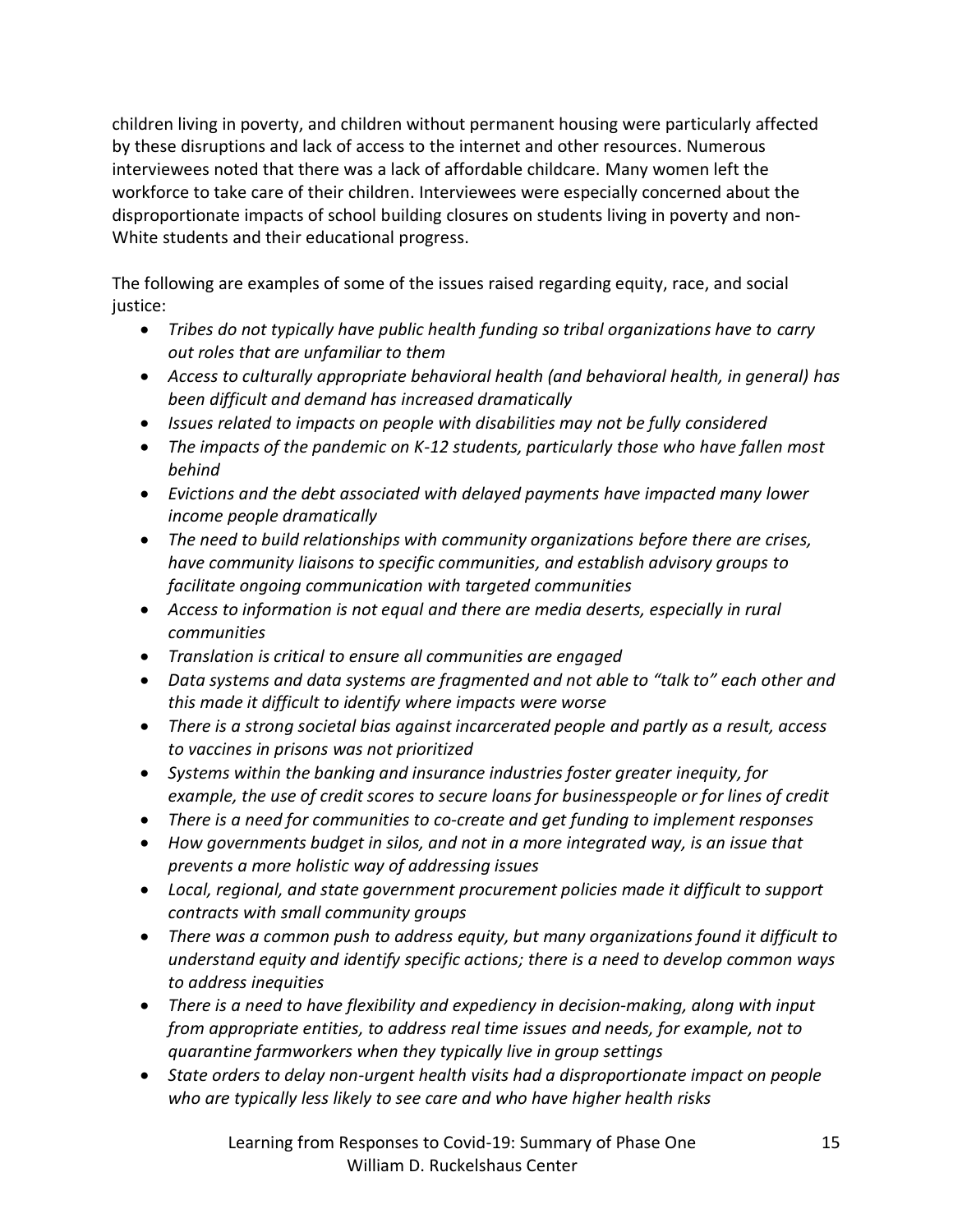children living in poverty, and children without permanent housing were particularly affected by these disruptions and lack of access to the internet and other resources. Numerous interviewees noted that there was a lack of affordable childcare. Many women left the workforce to take care of their children. Interviewees were especially concerned about the disproportionate impacts of school building closures on students living in poverty and non-White students and their educational progress.

The following are examples of some of the issues raised regarding equity, race, and social justice:

- *Tribes do not typically have public health funding so tribal organizations have to carry out roles that are unfamiliar to them*
- *Access to culturally appropriate behavioral health (and behavioral health, in general) has been difficult and demand has increased dramatically*
- *Issues related to impacts on people with disabilities may not be fully considered*
- *The impacts of the pandemic on K-12 students, particularly those who have fallen most behind*
- *Evictions and the debt associated with delayed payments have impacted many lower income people dramatically*
- *The need to build relationships with community organizations before there are crises, have community liaisons to specific communities, and establish advisory groups to facilitate ongoing communication with targeted communities*
- *Access to information is not equal and there are media deserts, especially in rural communities*
- *Translation is critical to ensure all communities are engaged*
- *Data systems and data systems are fragmented and not able to "talk to" each other and this made it difficult to identify where impacts were worse*
- *There is a strong societal bias against incarcerated people and partly as a result, access to vaccines in prisons was not prioritized*
- *Systems within the banking and insurance industries foster greater inequity, for example, the use of credit scores to secure loans for businesspeople or for lines of credit*
- *There is a need for communities to co-create and get funding to implement responses*
- *How governments budget in silos, and not in a more integrated way, is an issue that prevents a more holistic way of addressing issues*
- *Local, regional, and state government procurement policies made it difficult to support contracts with small community groups*
- *There was a common push to address equity, but many organizations found it difficult to understand equity and identify specific actions; there is a need to develop common ways to address inequities*
- *There is a need to have flexibility and expediency in decision-making, along with input from appropriate entities, to address real time issues and needs, for example, not to quarantine farmworkers when they typically live in group settings*
- *State orders to delay non-urgent health visits had a disproportionate impact on people who are typically less likely to see care and who have higher health risks*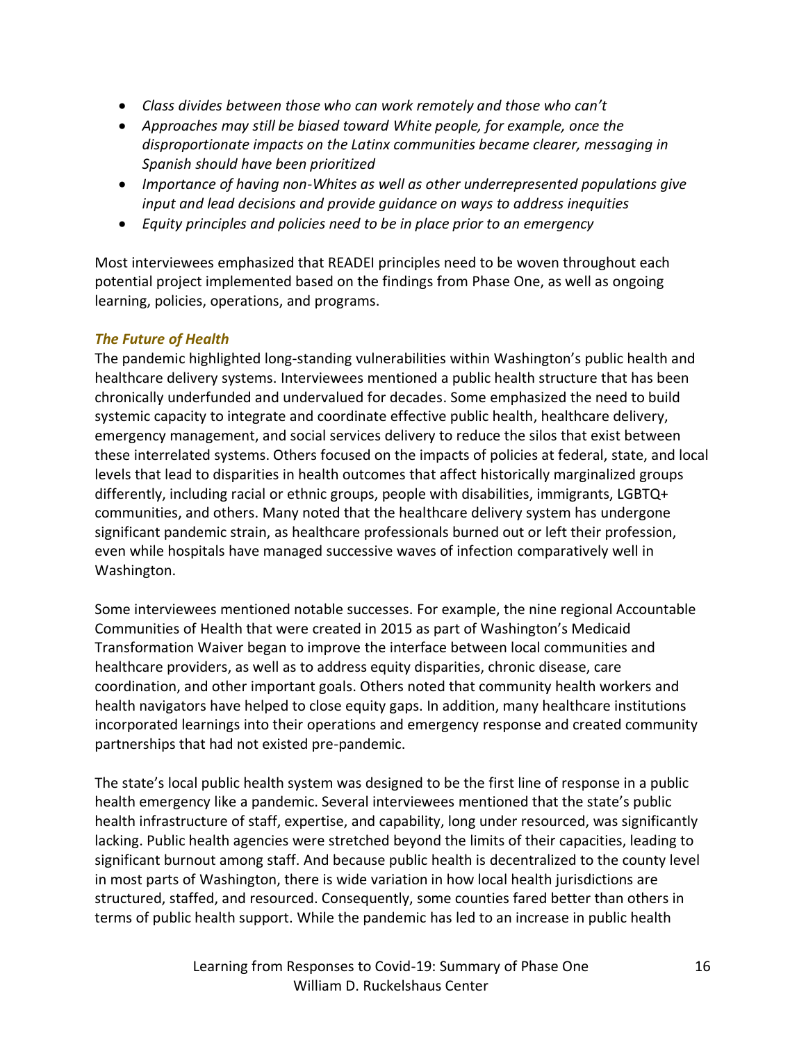- *Class divides between those who can work remotely and those who can't*
- *Approaches may still be biased toward White people, for example, once the disproportionate impacts on the Latinx communities became clearer, messaging in Spanish should have been prioritized*
- *Importance of having non-Whites as well as other underrepresented populations give input and lead decisions and provide guidance on ways to address inequities*
- *Equity principles and policies need to be in place prior to an emergency*

Most interviewees emphasized that READEI principles need to be woven throughout each potential project implemented based on the findings from Phase One, as well as ongoing learning, policies, operations, and programs.

### *The Future of Health*

The pandemic highlighted long-standing vulnerabilities within Washington's public health and healthcare delivery systems. Interviewees mentioned a public health structure that has been chronically underfunded and undervalued for decades. Some emphasized the need to build systemic capacity to integrate and coordinate effective public health, healthcare delivery, emergency management, and social services delivery to reduce the silos that exist between these interrelated systems. Others focused on the impacts of policies at federal, state, and local levels that lead to disparities in health outcomes that affect historically marginalized groups differently, including racial or ethnic groups, people with disabilities, immigrants, LGBTQ+ communities, and others. Many noted that the healthcare delivery system has undergone significant pandemic strain, as healthcare professionals burned out or left their profession, even while hospitals have managed successive waves of infection comparatively well in Washington.

Some interviewees mentioned notable successes. For example, the nine regional Accountable Communities of Health that were created in 2015 as part of Washington's Medicaid Transformation Waiver began to improve the interface between local communities and healthcare providers, as well as to address equity disparities, chronic disease, care coordination, and other important goals. Others noted that community health workers and health navigators have helped to close equity gaps. In addition, many healthcare institutions incorporated learnings into their operations and emergency response and created community partnerships that had not existed pre-pandemic.

The state's local public health system was designed to be the first line of response in a public health emergency like a pandemic. Several interviewees mentioned that the state's public health infrastructure of staff, expertise, and capability, long under resourced, was significantly lacking. Public health agencies were stretched beyond the limits of their capacities, leading to significant burnout among staff. And because public health is decentralized to the county level in most parts of Washington, there is wide variation in how local health jurisdictions are structured, staffed, and resourced. Consequently, some counties fared better than others in terms of public health support. While the pandemic has led to an increase in public health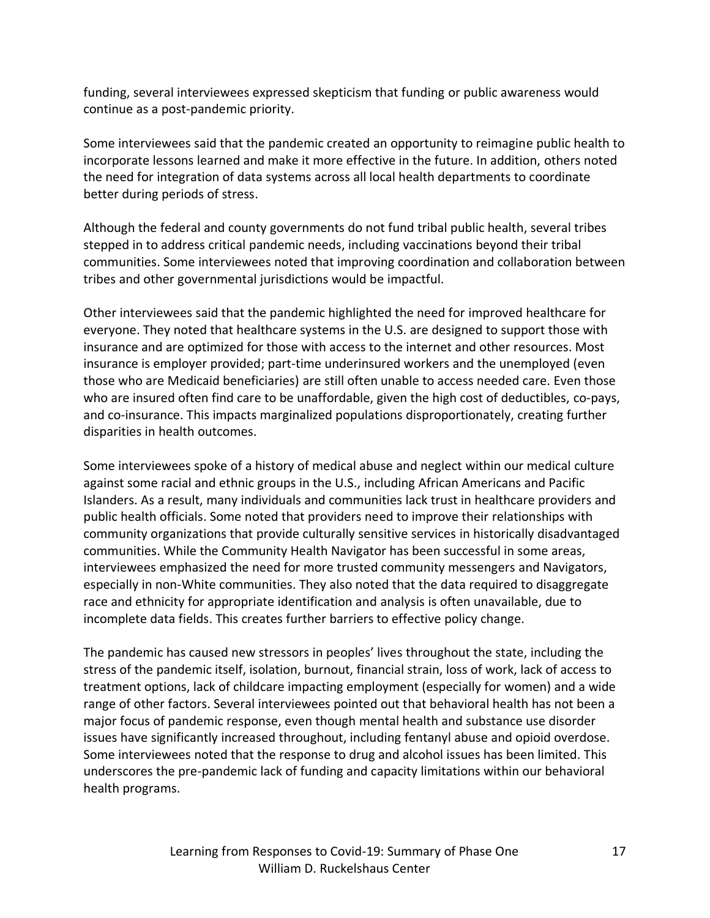funding, several interviewees expressed skepticism that funding or public awareness would continue as a post-pandemic priority.

Some interviewees said that the pandemic created an opportunity to reimagine public health to incorporate lessons learned and make it more effective in the future. In addition, others noted the need for integration of data systems across all local health departments to coordinate better during periods of stress.

Although the federal and county governments do not fund tribal public health, several tribes stepped in to address critical pandemic needs, including vaccinations beyond their tribal communities. Some interviewees noted that improving coordination and collaboration between tribes and other governmental jurisdictions would be impactful.

Other interviewees said that the pandemic highlighted the need for improved healthcare for everyone. They noted that healthcare systems in the U.S. are designed to support those with insurance and are optimized for those with access to the internet and other resources. Most insurance is employer provided; part-time underinsured workers and the unemployed (even those who are Medicaid beneficiaries) are still often unable to access needed care. Even those who are insured often find care to be unaffordable, given the high cost of deductibles, co-pays, and co-insurance. This impacts marginalized populations disproportionately, creating further disparities in health outcomes.

Some interviewees spoke of a history of medical abuse and neglect within our medical culture against some racial and ethnic groups in the U.S., including African Americans and Pacific Islanders. As a result, many individuals and communities lack trust in healthcare providers and public health officials. Some noted that providers need to improve their relationships with community organizations that provide culturally sensitive services in historically disadvantaged communities. While the Community Health Navigator has been successful in some areas, interviewees emphasized the need for more trusted community messengers and Navigators, especially in non-White communities. They also noted that the data required to disaggregate race and ethnicity for appropriate identification and analysis is often unavailable, due to incomplete data fields. This creates further barriers to effective policy change.

The pandemic has caused new stressors in peoples' lives throughout the state, including the stress of the pandemic itself, isolation, burnout, financial strain, loss of work, lack of access to treatment options, lack of childcare impacting employment (especially for women) and a wide range of other factors. Several interviewees pointed out that behavioral health has not been a major focus of pandemic response, even though mental health and substance use disorder issues have significantly increased throughout, including fentanyl abuse and opioid overdose. Some interviewees noted that the response to drug and alcohol issues has been limited. This underscores the pre-pandemic lack of funding and capacity limitations within our behavioral health programs.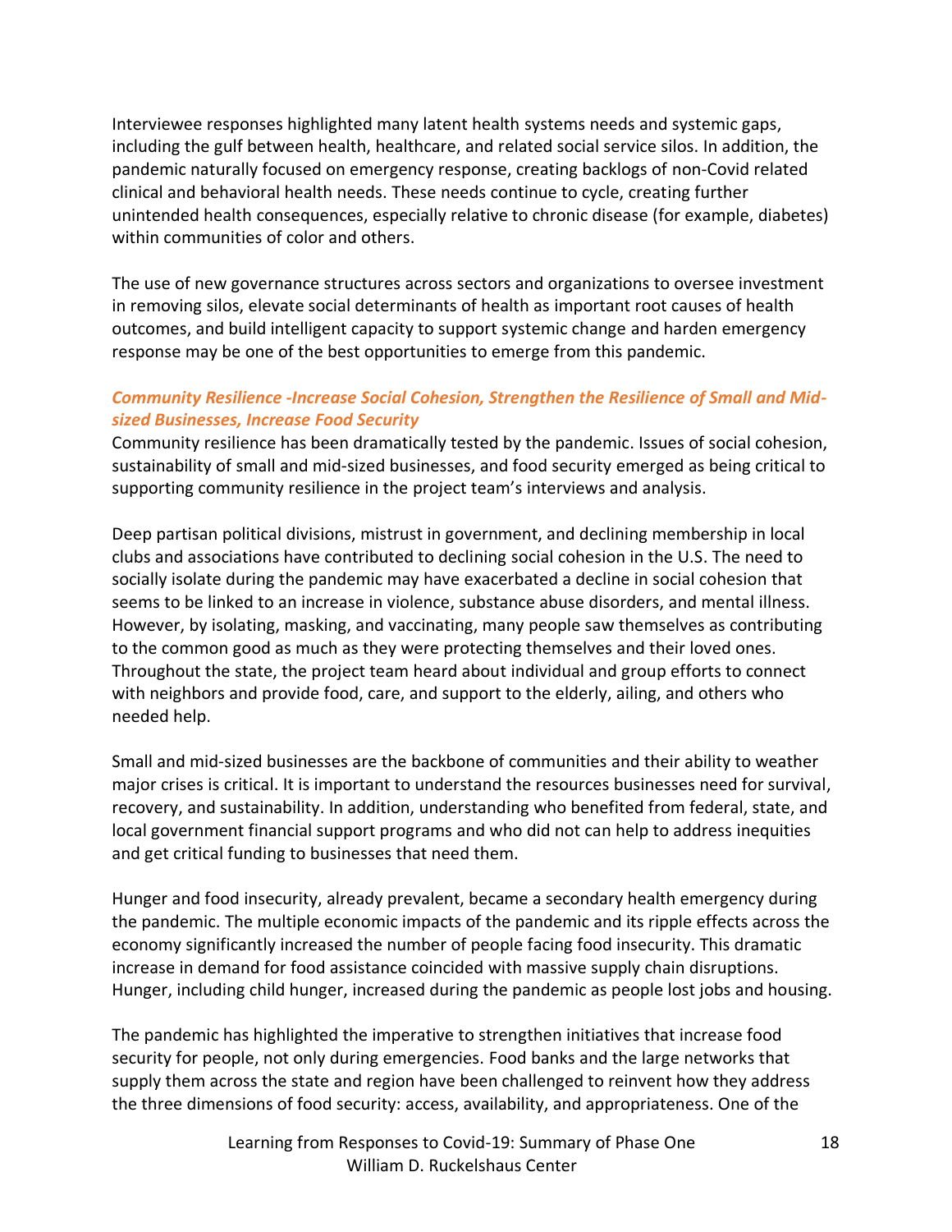Interviewee responses highlighted many latent health systems needs and systemic gaps, including the gulf between health, healthcare, and related social service silos. In addition, the pandemic naturally focused on emergency response, creating backlogs of non-Covid related clinical and behavioral health needs. These needs continue to cycle, creating further unintended health consequences, especially relative to chronic disease (for example, diabetes) within communities of color and others.

The use of new governance structures across sectors and organizations to oversee investment in removing silos, elevate social determinants of health as important root causes of health outcomes, and build intelligent capacity to support systemic change and harden emergency response may be one of the best opportunities to emerge from this pandemic.

### *Community Resilience -Increase Social Cohesion, Strengthen the Resilience of Small and Mid-sized Businesses, Increase Food Security*

Community resilience has been dramatically tested by the pandemic. Issues of social cohesion, sustainability of small and mid-sized businesses, and food security emerged as being critical to supporting community resilience in the project team's interviews and analysis.

Deep partisan political divisions, mistrust in government, and declining membership in local clubs and associations have contributed to declining social cohesion in the U.S. The need to socially isolate during the pandemic may have exacerbated a decline in social cohesion that seems to be linked to an increase in violence, substance abuse disorders, and mental illness. However, by isolating, masking, and vaccinating, many people saw themselves as contributing to the common good as much as they were protecting themselves and their loved ones. Throughout the state, the project team heard about individual and group efforts to connect with neighbors and provide food, care, and support to the elderly, ailing, and others who needed help.

Small and mid-sized businesses are the backbone of communities and their ability to weather major crises is critical. It is important to understand the resources businesses need for survival, recovery, and sustainability. In addition, understanding who benefited from federal, state, and local government financial support programs and who did not can help to address inequities and get critical funding to businesses that need them.

Hunger and food insecurity, already prevalent, became a secondary health emergency during the pandemic. The multiple economic impacts of the pandemic and its ripple effects across the economy significantly increased the number of people facing food insecurity. This dramatic increase in demand for food assistance coincided with massive supply chain disruptions. Hunger, including child hunger, increased during the pandemic as people lost jobs and housing.

The pandemic has highlighted the imperative to strengthen initiatives that increase food security for people, not only during emergencies. Food banks and the large networks that supply them across the state and region have been challenged to reinvent how they address the three dimensions of food security: access, availability, and appropriateness. One of the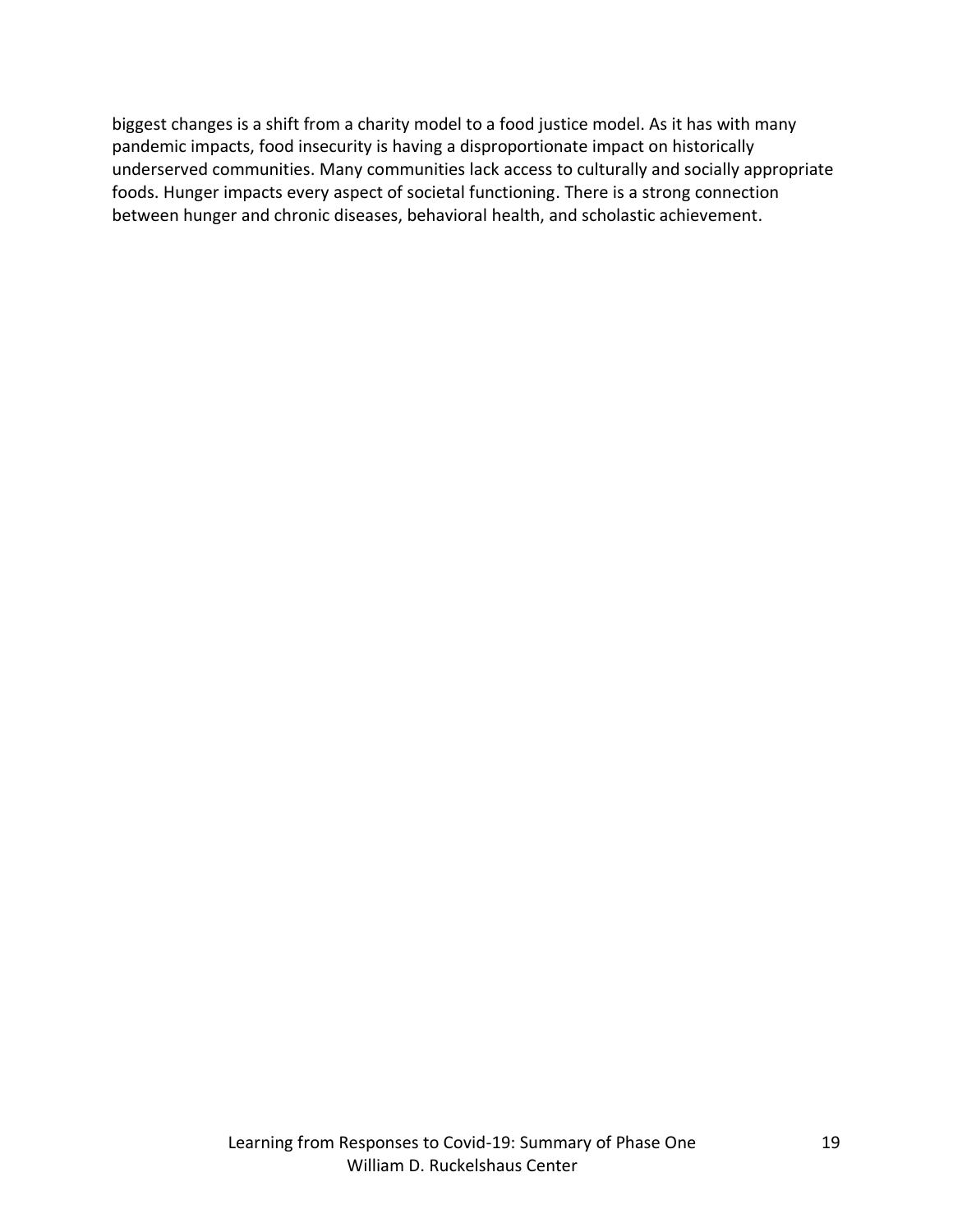biggest changes is a shift from a charity model to a food justice model. As it has with many pandemic impacts, food insecurity is having a disproportionate impact on historically underserved communities. Many communities lack access to culturally and socially appropriate foods. Hunger impacts every aspect of societal functioning. There is a strong connection between hunger and chronic diseases, behavioral health, and scholastic achievement.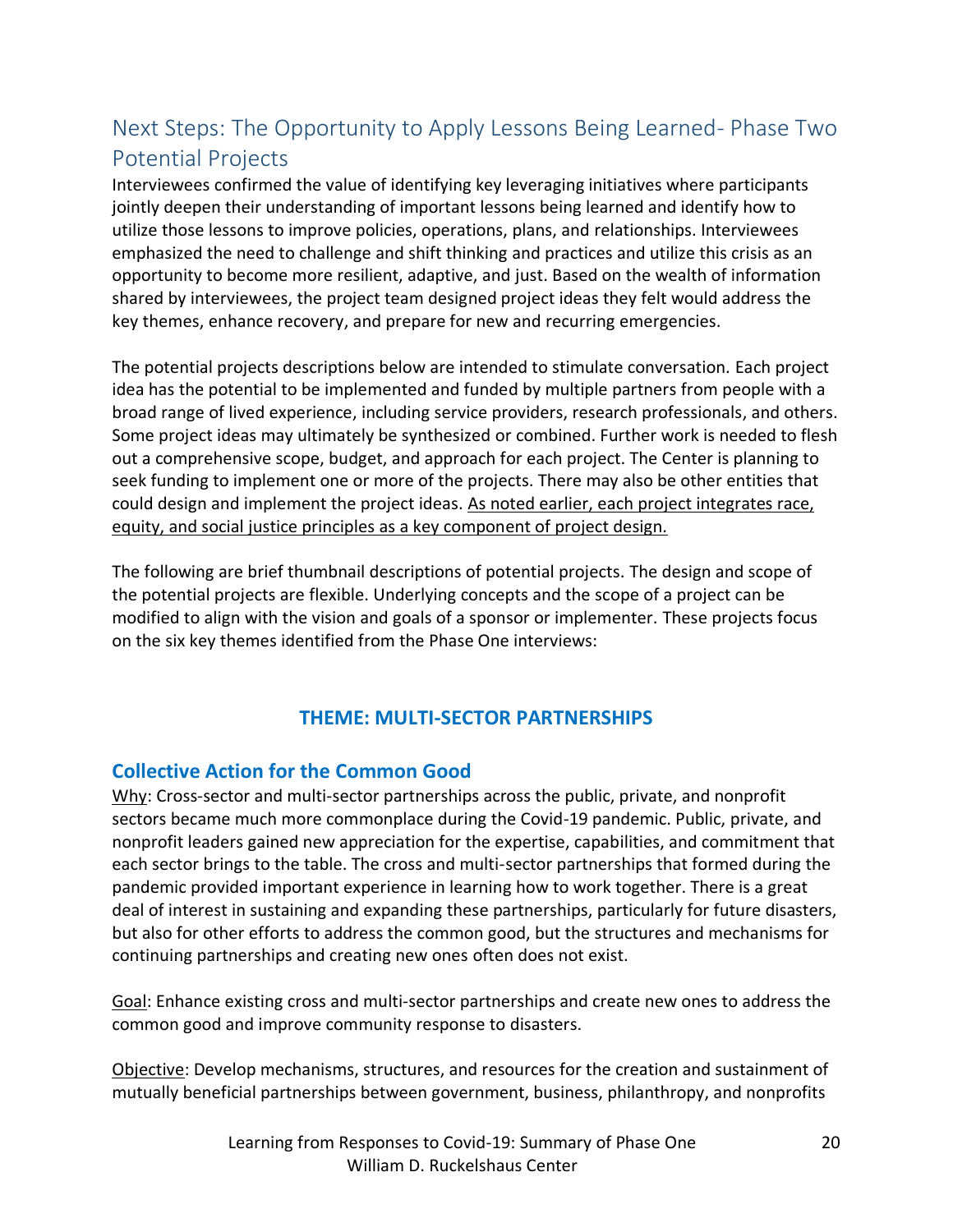## Next Steps: The Opportunity to Apply Lessons Being Learned- Phase Two Potential Projects

Interviewees confirmed the value of identifying key leveraging initiatives where participants jointly deepen their understanding of important lessons being learned and identify how to utilize those lessons to improve policies, operations, plans, and relationships. Interviewees emphasized the need to challenge and shift thinking and practices and utilize this crisis as an opportunity to become more resilient, adaptive, and just. Based on the wealth of information shared by interviewees, the project team designed project ideas they felt would address the key themes, enhance recovery, and prepare for new and recurring emergencies.

The potential projects descriptions below are intended to stimulate conversation. Each project idea has the potential to be implemented and funded by multiple partners from people with a broad range of lived experience, including service providers, research professionals, and others. Some project ideas may ultimately be synthesized or combined. Further work is needed to flesh out a comprehensive scope, budget, and approach for each project. The Center is planning to seek funding to implement one or more of the projects. There may also be other entities that could design and implement the project ideas. <u>As noted earlier, each project integrates race, equity, and social justice principles as a key component of project design.</u>

The following are brief thumbnail descriptions of potential projects. The design and scope of the potential projects are flexible. Underlying concepts and the scope of a project can be modified to align with the vision and goals of a sponsor or implementer. These projects focus on the six key themes identified from the Phase One interviews:

### THEME: MULTI-SECTOR PARTNERSHIPS

### Collective Action for the Common Good

<u>Why</u>: Cross-sector and multi-sector partnerships across the public, private, and nonprofit sectors became much more commonplace during the Covid-19 pandemic. Public, private, and nonprofit leaders gained new appreciation for the expertise, capabilities, and commitment that each sector brings to the table. The cross and multi-sector partnerships that formed during the pandemic provided important experience in learning how to work together. There is a great deal of interest in sustaining and expanding these partnerships, particularly for future disasters, but also for other efforts to address the common good, but the structures and mechanisms for continuing partnerships and creating new ones often does not exist.

<u>Goal</u>: Enhance existing cross and multi-sector partnerships and create new ones to address the common good and improve community response to disasters.

<u>Objective</u>: Develop mechanisms, structures, and resources for the creation and sustainment of mutually beneficial partnerships between government, business, philanthropy, and nonprofits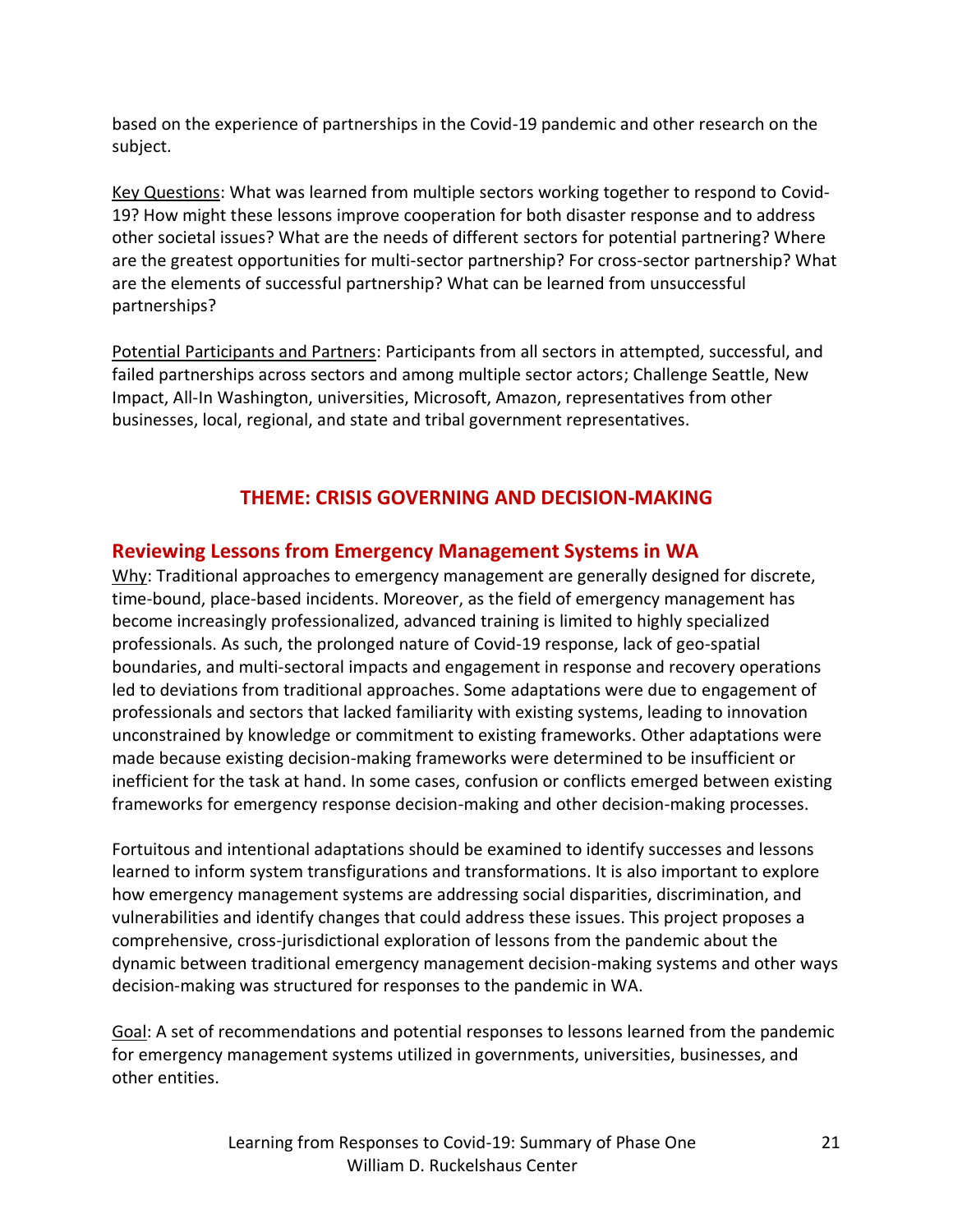based on the experience of partnerships in the Covid-19 pandemic and other research on the subject.

Key Questions: What was learned from multiple sectors working together to respond to Covid-19? How might these lessons improve cooperation for both disaster response and to address other societal issues? What are the needs of different sectors for potential partnering? Where are the greatest opportunities for multi-sector partnership? For cross-sector partnership? What are the elements of successful partnership? What can be learned from unsuccessful partnerships?

Potential Participants and Partners: Participants from all sectors in attempted, successful, and failed partnerships across sectors and among multiple sector actors; Challenge Seattle, New Impact, All-In Washington, universities, Microsoft, Amazon, representatives from other businesses, local, regional, and state and tribal government representatives.

## THEME: CRISIS GOVERNING AND DECISION-MAKING

### Reviewing Lessons from Emergency Management Systems in WA

Why: Traditional approaches to emergency management are generally designed for discrete, time-bound, place-based incidents. Moreover, as the field of emergency management has become increasingly professionalized, advanced training is limited to highly specialized professionals. As such, the prolonged nature of Covid-19 response, lack of geo-spatial boundaries, and multi-sectoral impacts and engagement in response and recovery operations led to deviations from traditional approaches. Some adaptations were due to engagement of professionals and sectors that lacked familiarity with existing systems, leading to innovation unconstrained by knowledge or commitment to existing frameworks. Other adaptations were made because existing decision-making frameworks were determined to be insufficient or inefficient for the task at hand. In some cases, confusion or conflicts emerged between existing frameworks for emergency response decision-making and other decision-making processes.

Fortuitous and intentional adaptations should be examined to identify successes and lessons learned to inform system transfigurations and transformations. It is also important to explore how emergency management systems are addressing social disparities, discrimination, and vulnerabilities and identify changes that could address these issues. This project proposes a comprehensive, cross-jurisdictional exploration of lessons from the pandemic about the dynamic between traditional emergency management decision-making systems and other ways decision-making was structured for responses to the pandemic in WA.

Goal: A set of recommendations and potential responses to lessons learned from the pandemic for emergency management systems utilized in governments, universities, businesses, and other entities.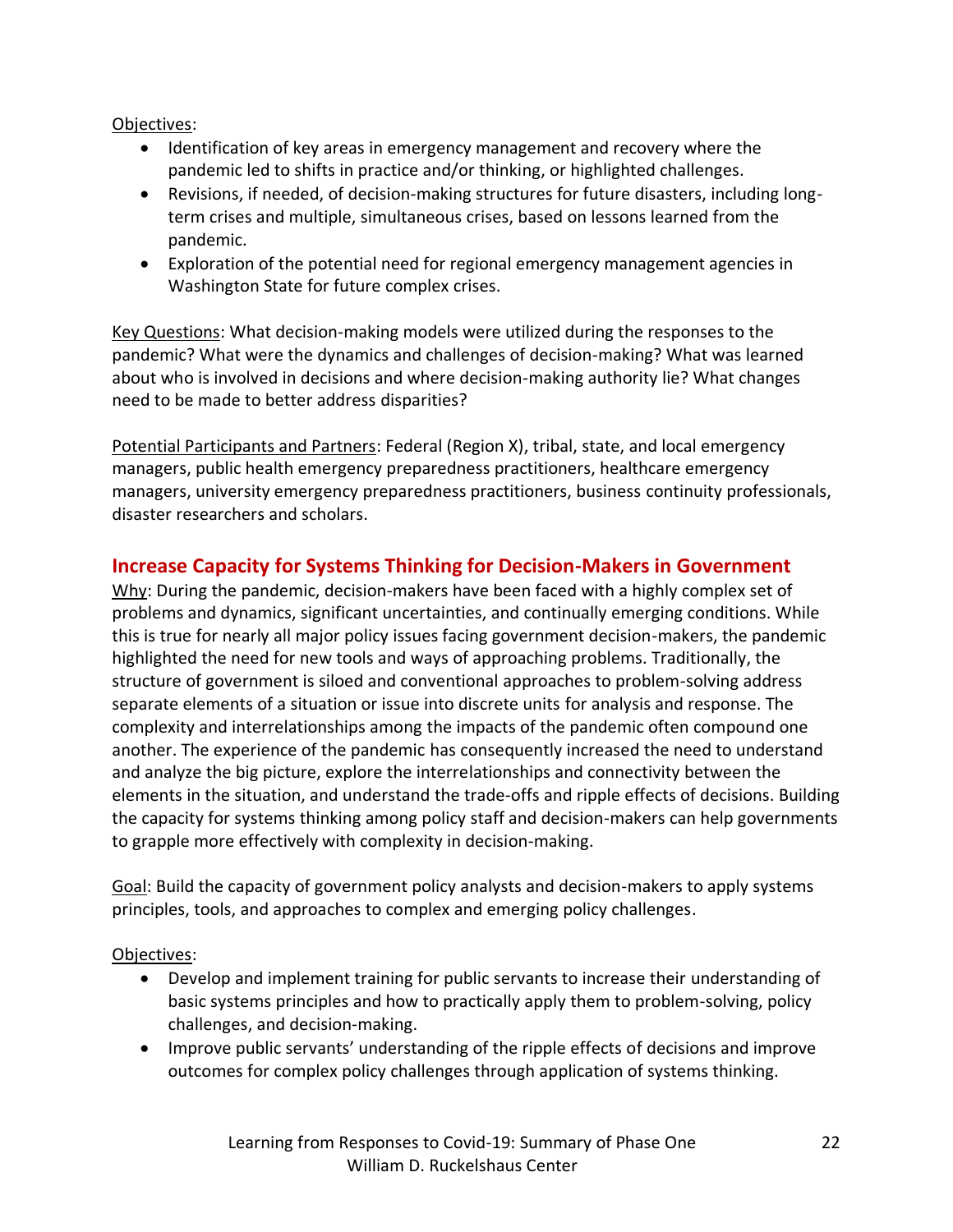Objectives:

- Identification of key areas in emergency management and recovery where the pandemic led to shifts in practice and/or thinking, or highlighted challenges.
- Revisions, if needed, of decision-making structures for future disasters, including long-term crises and multiple, simultaneous crises, based on lessons learned from the pandemic.
- Exploration of the potential need for regional emergency management agencies in Washington State for future complex crises.

Key Questions: What decision-making models were utilized during the responses to the pandemic? What were the dynamics and challenges of decision-making? What was learned about who is involved in decisions and where decision-making authority lie? What changes need to be made to better address disparities?

Potential Participants and Partners: Federal (Region X), tribal, state, and local emergency managers, public health emergency preparedness practitioners, healthcare emergency managers, university emergency preparedness practitioners, business continuity professionals, disaster researchers and scholars.

## Increase Capacity for Systems Thinking for Decision-Makers in Government

Why: During the pandemic, decision-makers have been faced with a highly complex set of problems and dynamics, significant uncertainties, and continually emerging conditions. While this is true for nearly all major policy issues facing government decision-makers, the pandemic highlighted the need for new tools and ways of approaching problems. Traditionally, the structure of government is siloed and conventional approaches to problem-solving address separate elements of a situation or issue into discrete units for analysis and response. The complexity and interrelationships among the impacts of the pandemic often compound one another. The experience of the pandemic has consequently increased the need to understand and analyze the big picture, explore the interrelationships and connectivity between the elements in the situation, and understand the trade-offs and ripple effects of decisions. Building the capacity for systems thinking among policy staff and decision-makers can help governments to grapple more effectively with complexity in decision-making.

Goal: Build the capacity of government policy analysts and decision-makers to apply systems principles, tools, and approaches to complex and emerging policy challenges.

Objectives:

- Develop and implement training for public servants to increase their understanding of basic systems principles and how to practically apply them to problem-solving, policy challenges, and decision-making.
- Improve public servants' understanding of the ripple effects of decisions and improve outcomes for complex policy challenges through application of systems thinking.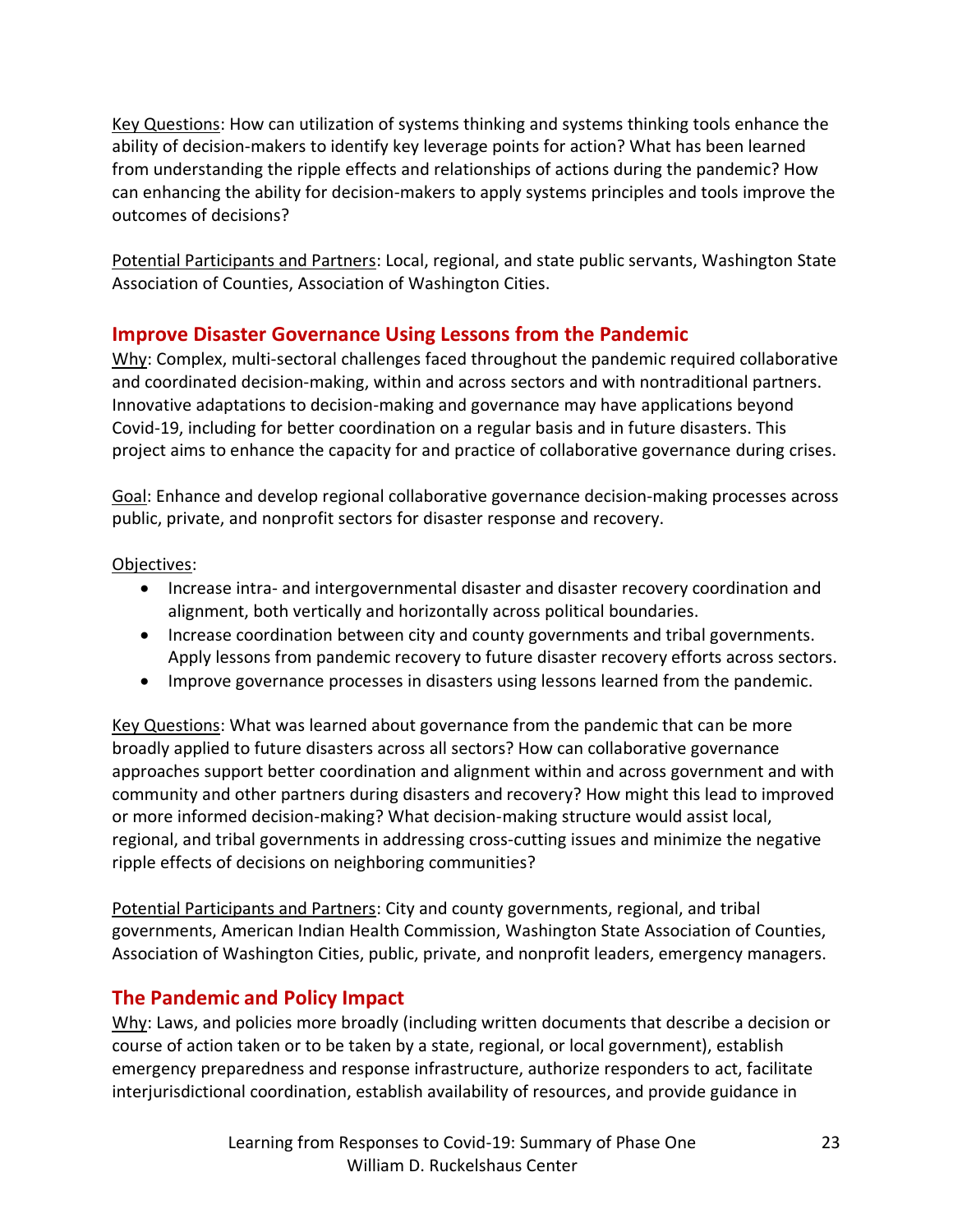Key Questions: How can utilization of systems thinking and systems thinking tools enhance the ability of decision-makers to identify key leverage points for action? What has been learned from understanding the ripple effects and relationships of actions during the pandemic? How can enhancing the ability for decision-makers to apply systems principles and tools improve the outcomes of decisions?

Potential Participants and Partners: Local, regional, and state public servants, Washington State Association of Counties, Association of Washington Cities.

## Improve Disaster Governance Using Lessons from the Pandemic

Why: Complex, multi-sectoral challenges faced throughout the pandemic required collaborative and coordinated decision-making, within and across sectors and with nontraditional partners. Innovative adaptations to decision-making and governance may have applications beyond Covid-19, including for better coordination on a regular basis and in future disasters. This project aims to enhance the capacity for and practice of collaborative governance during crises.

Goal: Enhance and develop regional collaborative governance decision-making processes across public, private, and nonprofit sectors for disaster response and recovery.

Objectives:

- Increase intra- and intergovernmental disaster and disaster recovery coordination and alignment, both vertically and horizontally across political boundaries.
- Increase coordination between city and county governments and tribal governments. Apply lessons from pandemic recovery to future disaster recovery efforts across sectors.
- Improve governance processes in disasters using lessons learned from the pandemic.

Key Questions: What was learned about governance from the pandemic that can be more broadly applied to future disasters across all sectors? How can collaborative governance approaches support better coordination and alignment within and across government and with community and other partners during disasters and recovery? How might this lead to improved or more informed decision-making? What decision-making structure would assist local, regional, and tribal governments in addressing cross-cutting issues and minimize the negative ripple effects of decisions on neighboring communities?

Potential Participants and Partners: City and county governments, regional, and tribal governments, American Indian Health Commission, Washington State Association of Counties, Association of Washington Cities, public, private, and nonprofit leaders, emergency managers.

## The Pandemic and Policy Impact

Why: Laws, and policies more broadly (including written documents that describe a decision or course of action taken or to be taken by a state, regional, or local government), establish emergency preparedness and response infrastructure, authorize responders to act, facilitate interjurisdictional coordination, establish availability of resources, and provide guidance in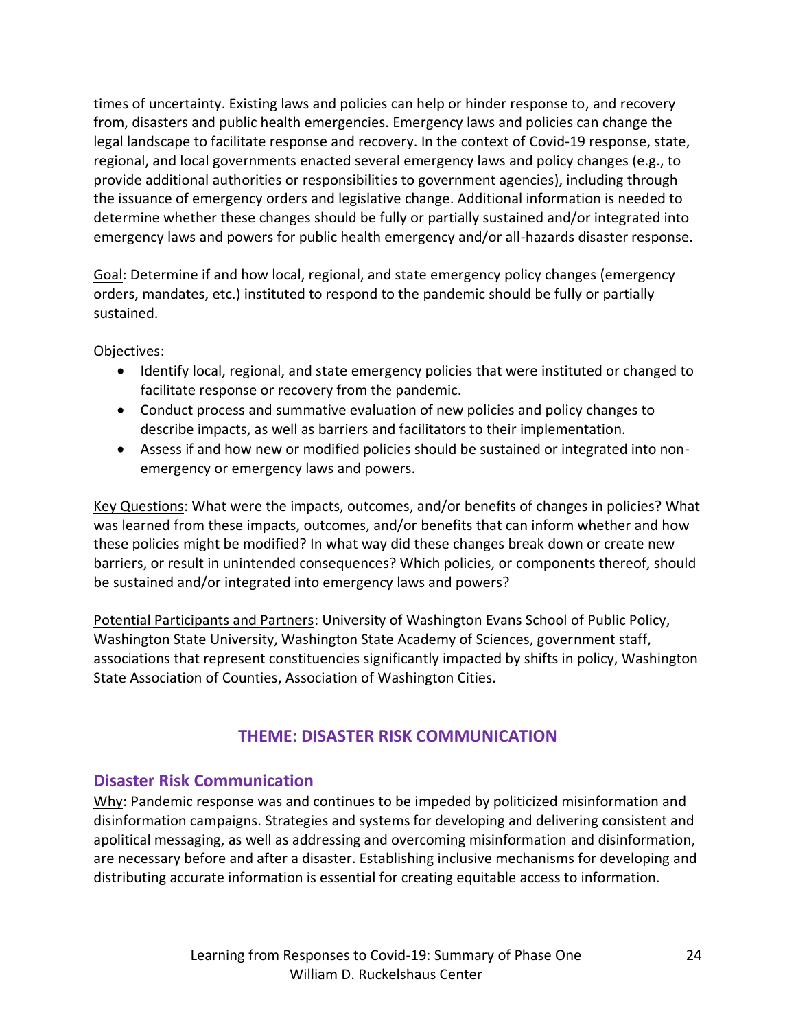times of uncertainty. Existing laws and policies can help or hinder response to, and recovery from, disasters and public health emergencies. Emergency laws and policies can change the legal landscape to facilitate response and recovery. In the context of Covid-19 response, state, regional, and local governments enacted several emergency laws and policy changes (e.g., to provide additional authorities or responsibilities to government agencies), including through the issuance of emergency orders and legislative change. Additional information is needed to determine whether these changes should be fully or partially sustained and/or integrated into emergency laws and powers for public health emergency and/or all-hazards disaster response.

Goal: Determine if and how local, regional, and state emergency policy changes (emergency orders, mandates, etc.) instituted to respond to the pandemic should be fully or partially sustained.

Objectives:

- Identify local, regional, and state emergency policies that were instituted or changed to facilitate response or recovery from the pandemic.
- Conduct process and summative evaluation of new policies and policy changes to describe impacts, as well as barriers and facilitators to their implementation.
- Assess if and how new or modified policies should be sustained or integrated into non-emergency or emergency laws and powers.

Key Questions: What were the impacts, outcomes, and/or benefits of changes in policies? What was learned from these impacts, outcomes, and/or benefits that can inform whether and how these policies might be modified? In what way did these changes break down or create new barriers, or result in unintended consequences? Which policies, or components thereof, should be sustained and/or integrated into emergency laws and powers?

Potential Participants and Partners: University of Washington Evans School of Public Policy, Washington State University, Washington State Academy of Sciences, government staff, associations that represent constituencies significantly impacted by shifts in policy, Washington State Association of Counties, Association of Washington Cities.

## THEME: DISASTER RISK COMMUNICATION

### Disaster Risk Communication

Why: Pandemic response was and continues to be impeded by politicized misinformation and disinformation campaigns. Strategies and systems for developing and delivering consistent and apolitical messaging, as well as addressing and overcoming misinformation and disinformation, are necessary before and after a disaster. Establishing inclusive mechanisms for developing and distributing accurate information is essential for creating equitable access to information.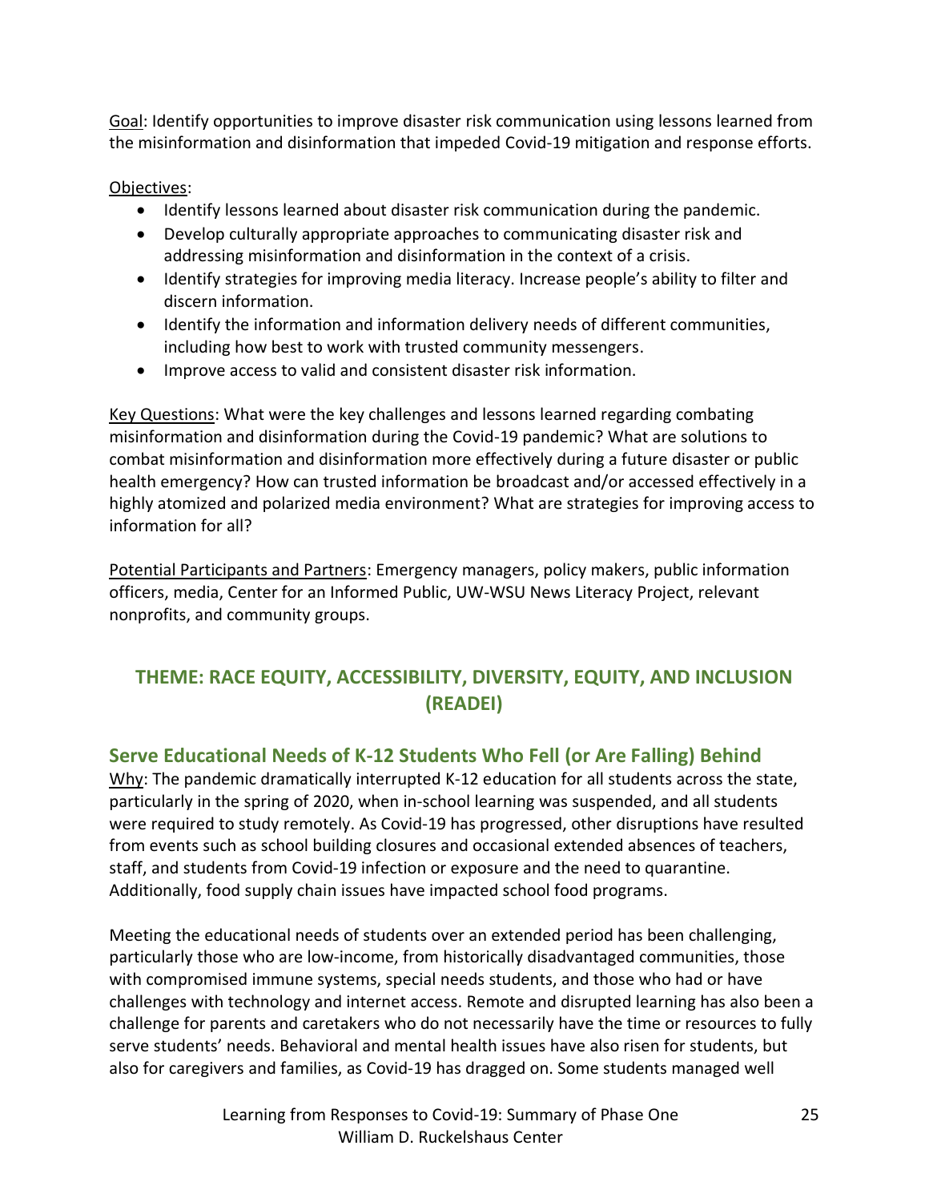<u>Goal</u>: Identify opportunities to improve disaster risk communication using lessons learned from the misinformation and disinformation that impeded Covid-19 mitigation and response efforts.

<u>Objectives</u>:

- Identify lessons learned about disaster risk communication during the pandemic.
- Develop culturally appropriate approaches to communicating disaster risk and addressing misinformation and disinformation in the context of a crisis.
- Identify strategies for improving media literacy. Increase people's ability to filter and discern information.
- Identify the information and information delivery needs of different communities, including how best to work with trusted community messengers.
- Improve access to valid and consistent disaster risk information.

<u>Key Questions</u>: What were the key challenges and lessons learned regarding combating misinformation and disinformation during the Covid-19 pandemic? What are solutions to combat misinformation and disinformation more effectively during a future disaster or public health emergency? How can trusted information be broadcast and/or accessed effectively in a highly atomized and polarized media environment? What are strategies for improving access to information for all?

<u>Potential Participants and Partners</u>: Emergency managers, policy makers, public information officers, media, Center for an Informed Public, UW-WSU News Literacy Project, relevant nonprofits, and community groups.

## THEME: RACE EQUITY, ACCESSIBILITY, DIVERSITY, EQUITY, AND INCLUSION (READEI)

### Serve Educational Needs of K-12 Students Who Fell (or Are Falling) Behind

<u>Why</u>: The pandemic dramatically interrupted K-12 education for all students across the state, particularly in the spring of 2020, when in-school learning was suspended, and all students were required to study remotely. As Covid-19 has progressed, other disruptions have resulted from events such as school building closures and occasional extended absences of teachers, staff, and students from Covid-19 infection or exposure and the need to quarantine. Additionally, food supply chain issues have impacted school food programs.

Meeting the educational needs of students over an extended period has been challenging, particularly those who are low-income, from historically disadvantaged communities, those with compromised immune systems, special needs students, and those who had or have challenges with technology and internet access. Remote and disrupted learning has also been a challenge for parents and caretakers who do not necessarily have the time or resources to fully serve students' needs. Behavioral and mental health issues have also risen for students, but also for caregivers and families, as Covid-19 has dragged on. Some students managed well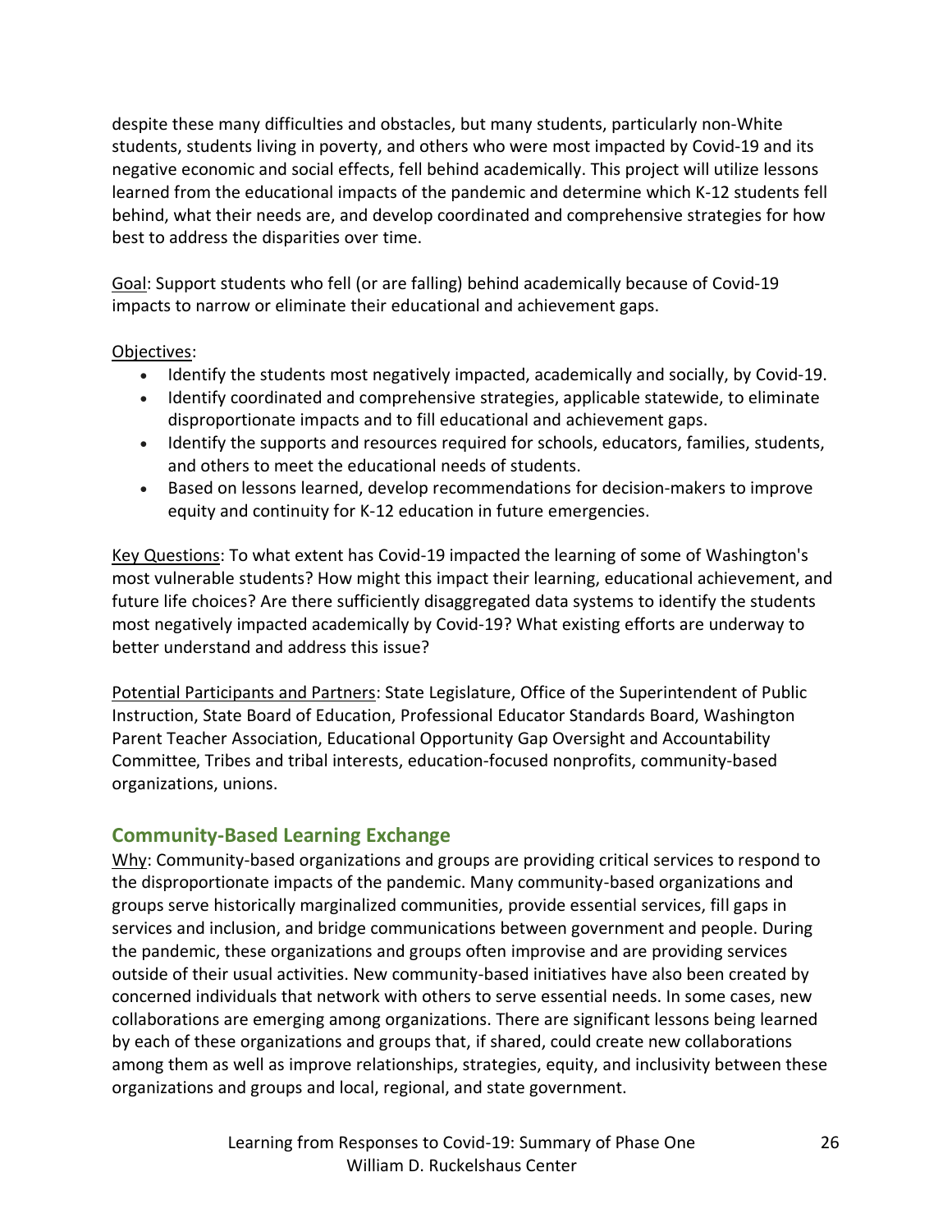despite these many difficulties and obstacles, but many students, particularly non-White students, students living in poverty, and others who were most impacted by Covid-19 and its negative economic and social effects, fell behind academically. This project will utilize lessons learned from the educational impacts of the pandemic and determine which K-12 students fell behind, what their needs are, and develop coordinated and comprehensive strategies for how best to address the disparities over time.

Goal: Support students who fell (or are falling) behind academically because of Covid-19 impacts to narrow or eliminate their educational and achievement gaps.

Objectives:

- Identify the students most negatively impacted, academically and socially, by Covid-19.
- Identify coordinated and comprehensive strategies, applicable statewide, to eliminate disproportionate impacts and to fill educational and achievement gaps.
- Identify the supports and resources required for schools, educators, families, students, and others to meet the educational needs of students.
- Based on lessons learned, develop recommendations for decision-makers to improve equity and continuity for K-12 education in future emergencies.

Key Questions: To what extent has Covid-19 impacted the learning of some of Washington's most vulnerable students? How might this impact their learning, educational achievement, and future life choices? Are there sufficiently disaggregated data systems to identify the students most negatively impacted academically by Covid-19? What existing efforts are underway to better understand and address this issue?

Potential Participants and Partners: State Legislature, Office of the Superintendent of Public Instruction, State Board of Education, Professional Educator Standards Board, Washington Parent Teacher Association, Educational Opportunity Gap Oversight and Accountability Committee, Tribes and tribal interests, education-focused nonprofits, community-based organizations, unions.

## Community-Based Learning Exchange

Why: Community-based organizations and groups are providing critical services to respond to the disproportionate impacts of the pandemic. Many community-based organizations and groups serve historically marginalized communities, provide essential services, fill gaps in services and inclusion, and bridge communications between government and people. During the pandemic, these organizations and groups often improvise and are providing services outside of their usual activities. New community-based initiatives have also been created by concerned individuals that network with others to serve essential needs. In some cases, new collaborations are emerging among organizations. There are significant lessons being learned by each of these organizations and groups that, if shared, could create new collaborations among them as well as improve relationships, strategies, equity, and inclusivity between these organizations and groups and local, regional, and state government.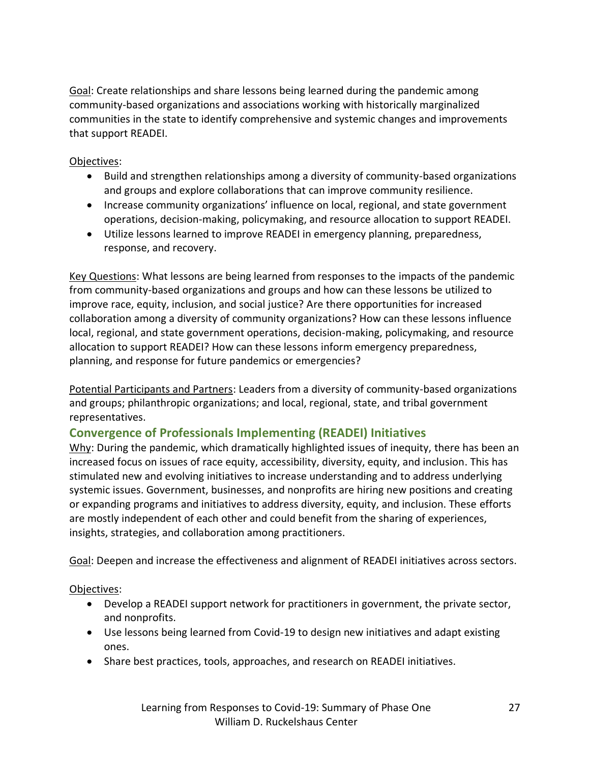Goal: Create relationships and share lessons being learned during the pandemic among community-based organizations and associations working with historically marginalized communities in the state to identify comprehensive and systemic changes and improvements that support READEI.

Objectives:

- Build and strengthen relationships among a diversity of community-based organizations and groups and explore collaborations that can improve community resilience.
- Increase community organizations' influence on local, regional, and state government operations, decision-making, policymaking, and resource allocation to support READEI.
- Utilize lessons learned to improve READEI in emergency planning, preparedness, response, and recovery.

Key Questions: What lessons are being learned from responses to the impacts of the pandemic from community-based organizations and groups and how can these lessons be utilized to improve race, equity, inclusion, and social justice? Are there opportunities for increased collaboration among a diversity of community organizations? How can these lessons influence local, regional, and state government operations, decision-making, policymaking, and resource allocation to support READEI? How can these lessons inform emergency preparedness, planning, and response for future pandemics or emergencies?

Potential Participants and Partners: Leaders from a diversity of community-based organizations and groups; philanthropic organizations; and local, regional, state, and tribal government representatives.

### Convergence of Professionals Implementing (READEI) Initiatives

Why: During the pandemic, which dramatically highlighted issues of inequity, there has been an increased focus on issues of race equity, accessibility, diversity, equity, and inclusion. This has stimulated new and evolving initiatives to increase understanding and to address underlying systemic issues. Government, businesses, and nonprofits are hiring new positions and creating or expanding programs and initiatives to address diversity, equity, and inclusion. These efforts are mostly independent of each other and could benefit from the sharing of experiences, insights, strategies, and collaboration among practitioners.

Goal: Deepen and increase the effectiveness and alignment of READEI initiatives across sectors.

Objectives:

- Develop a READEI support network for practitioners in government, the private sector, and nonprofits.
- Use lessons being learned from Covid-19 to design new initiatives and adapt existing ones.
- Share best practices, tools, approaches, and research on READEI initiatives.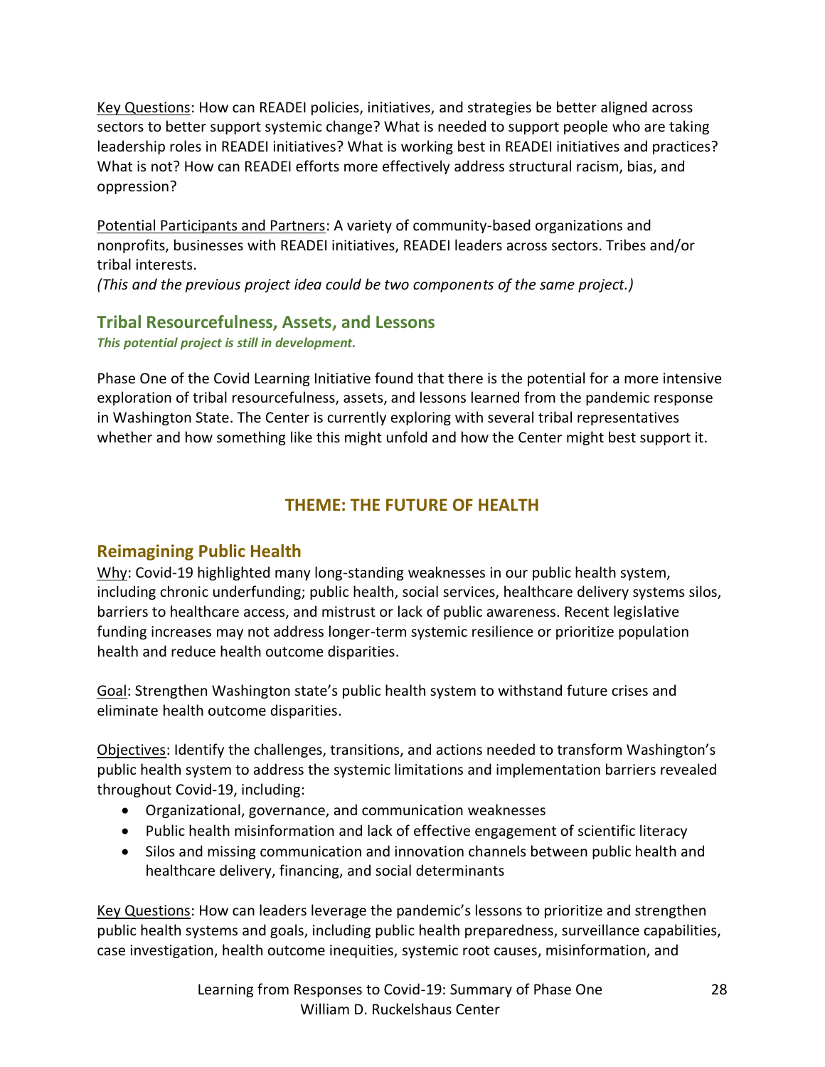Key Questions: How can READEI policies, initiatives, and strategies be better aligned across sectors to better support systemic change? What is needed to support people who are taking leadership roles in READEI initiatives? What is working best in READEI initiatives and practices? What is not? How can READEI efforts more effectively address structural racism, bias, and oppression?

Potential Participants and Partners: A variety of community-based organizations and nonprofits, businesses with READEI initiatives, READEI leaders across sectors. Tribes and/or tribal interests.

*(This and the previous project idea could be two components of the same project.)*

### Tribal Resourcefulness, Assets, and Lessons

***This potential project is still in development.***

Phase One of the Covid Learning Initiative found that there is the potential for a more intensive exploration of tribal resourcefulness, assets, and lessons learned from the pandemic response in Washington State. The Center is currently exploring with several tribal representatives whether and how something like this might unfold and how the Center might best support it.

## THEME: THE FUTURE OF HEALTH

### Reimagining Public Health

Why: Covid-19 highlighted many long-standing weaknesses in our public health system, including chronic underfunding; public health, social services, healthcare delivery systems silos, barriers to healthcare access, and mistrust or lack of public awareness. Recent legislative funding increases may not address longer-term systemic resilience or prioritize population health and reduce health outcome disparities.

Goal: Strengthen Washington state's public health system to withstand future crises and eliminate health outcome disparities.

Objectives: Identify the challenges, transitions, and actions needed to transform Washington's public health system to address the systemic limitations and implementation barriers revealed throughout Covid-19, including:

- Organizational, governance, and communication weaknesses
- Public health misinformation and lack of effective engagement of scientific literacy
- Silos and missing communication and innovation channels between public health and healthcare delivery, financing, and social determinants

Key Questions: How can leaders leverage the pandemic's lessons to prioritize and strengthen public health systems and goals, including public health preparedness, surveillance capabilities, case investigation, health outcome inequities, systemic root causes, misinformation, and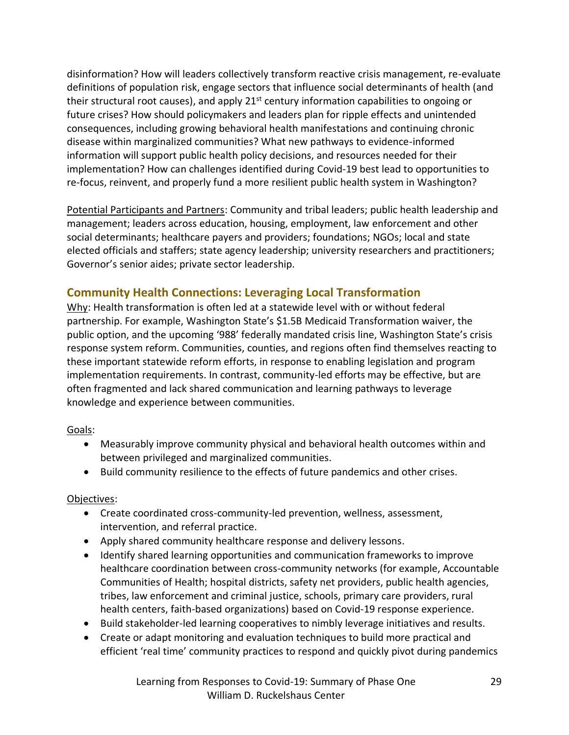disinformation? How will leaders collectively transform reactive crisis management, re-evaluate definitions of population risk, engage sectors that influence social determinants of health (and their structural root causes), and apply 21st century information capabilities to ongoing or future crises? How should policymakers and leaders plan for ripple effects and unintended consequences, including growing behavioral health manifestations and continuing chronic disease within marginalized communities? What new pathways to evidence-informed information will support public health policy decisions, and resources needed for their implementation? How can challenges identified during Covid-19 best lead to opportunities to re-focus, reinvent, and properly fund a more resilient public health system in Washington?

Potential Participants and Partners: Community and tribal leaders; public health leadership and management; leaders across education, housing, employment, law enforcement and other social determinants; healthcare payers and providers; foundations; NGOs; local and state elected officials and staffers; state agency leadership; university researchers and practitioners; Governor's senior aides; private sector leadership.

## Community Health Connections: Leveraging Local Transformation

Why: Health transformation is often led at a statewide level with or without federal partnership. For example, Washington State's $1.5B Medicaid Transformation waiver, the public option, and the upcoming '988' federally mandated crisis line, Washington State's crisis response system reform. Communities, counties, and regions often find themselves reacting to these important statewide reform efforts, in response to enabling legislation and program implementation requirements. In contrast, community-led efforts may be effective, but are often fragmented and lack shared communication and learning pathways to leverage knowledge and experience between communities.

Goals:

- Measurably improve community physical and behavioral health outcomes within and between privileged and marginalized communities.
- Build community resilience to the effects of future pandemics and other crises.

Objectives:

- Create coordinated cross-community-led prevention, wellness, assessment, intervention, and referral practice.
- Apply shared community healthcare response and delivery lessons.
- Identify shared learning opportunities and communication frameworks to improve healthcare coordination between cross-community networks (for example, Accountable Communities of Health; hospital districts, safety net providers, public health agencies, tribes, law enforcement and criminal justice, schools, primary care providers, rural health centers, faith-based organizations) based on Covid-19 response experience.
- Build stakeholder-led learning cooperatives to nimbly leverage initiatives and results.
- Create or adapt monitoring and evaluation techniques to build more practical and efficient 'real time' community practices to respond and quickly pivot during pandemics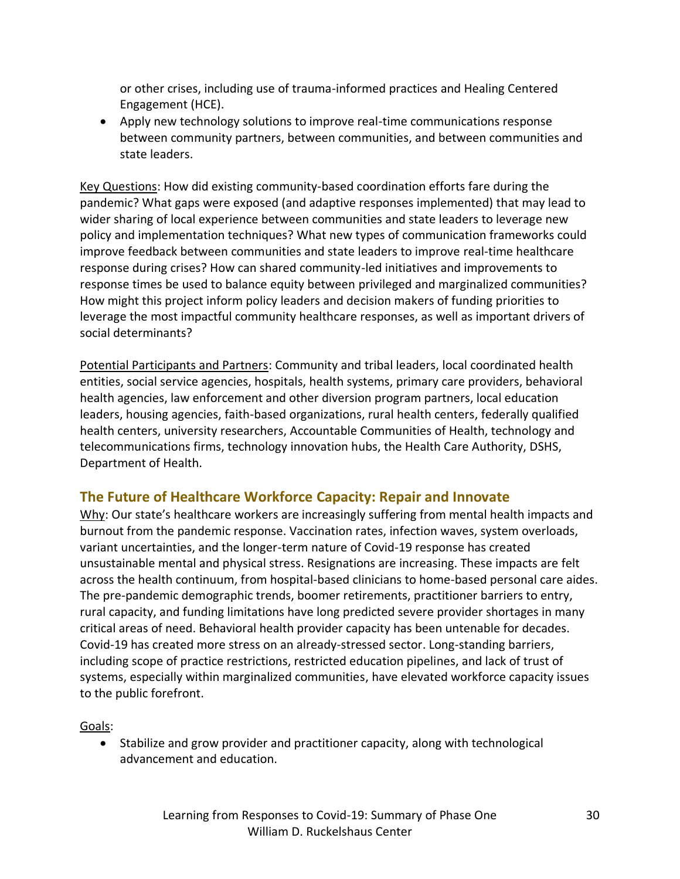or other crises, including use of trauma-informed practices and Healing Centered Engagement (HCE).
- Apply new technology solutions to improve real-time communications response between community partners, between communities, and between communities and state leaders.

Key Questions: How did existing community-based coordination efforts fare during the pandemic? What gaps were exposed (and adaptive responses implemented) that may lead to wider sharing of local experience between communities and state leaders to leverage new policy and implementation techniques? What new types of communication frameworks could improve feedback between communities and state leaders to improve real-time healthcare response during crises? How can shared community-led initiatives and improvements to response times be used to balance equity between privileged and marginalized communities? How might this project inform policy leaders and decision makers of funding priorities to leverage the most impactful community healthcare responses, as well as important drivers of social determinants?

Potential Participants and Partners: Community and tribal leaders, local coordinated health entities, social service agencies, hospitals, health systems, primary care providers, behavioral health agencies, law enforcement and other diversion program partners, local education leaders, housing agencies, faith-based organizations, rural health centers, federally qualified health centers, university researchers, Accountable Communities of Health, technology and telecommunications firms, technology innovation hubs, the Health Care Authority, DSHS, Department of Health.

## The Future of Healthcare Workforce Capacity: Repair and Innovate

Why: Our state's healthcare workers are increasingly suffering from mental health impacts and burnout from the pandemic response. Vaccination rates, infection waves, system overloads, variant uncertainties, and the longer-term nature of Covid-19 response has created unsustainable mental and physical stress. Resignations are increasing. These impacts are felt across the health continuum, from hospital-based clinicians to home-based personal care aides. The pre-pandemic demographic trends, boomer retirements, practitioner barriers to entry, rural capacity, and funding limitations have long predicted severe provider shortages in many critical areas of need. Behavioral health provider capacity has been untenable for decades. Covid-19 has created more stress on an already-stressed sector. Long-standing barriers, including scope of practice restrictions, restricted education pipelines, and lack of trust of systems, especially within marginalized communities, have elevated workforce capacity issues to the public forefront.

Goals:

- Stabilize and grow provider and practitioner capacity, along with technological advancement and education.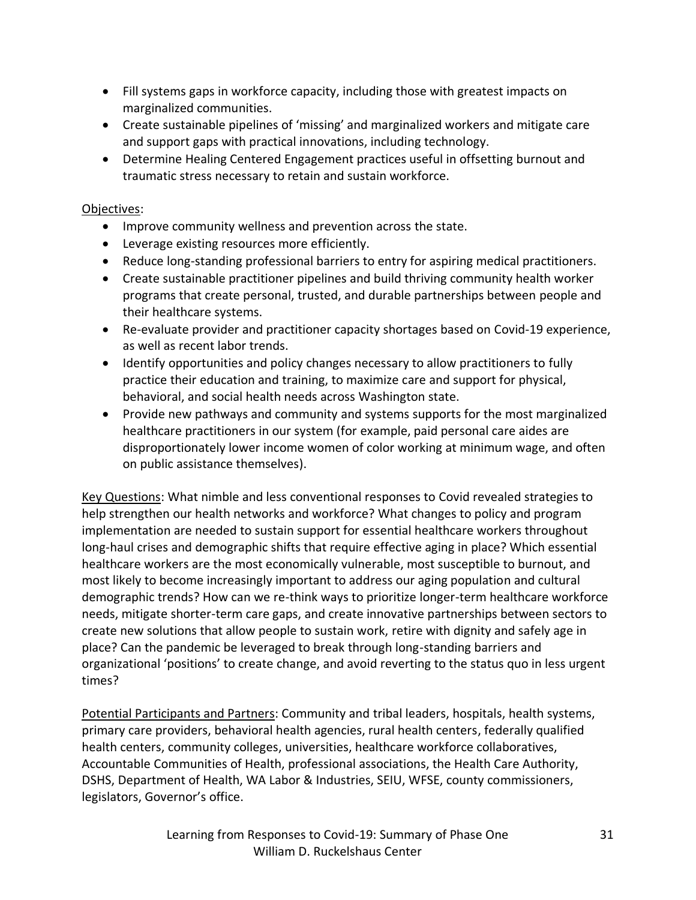- Fill systems gaps in workforce capacity, including those with greatest impacts on marginalized communities.
- Create sustainable pipelines of 'missing' and marginalized workers and mitigate care and support gaps with practical innovations, including technology.
- Determine Healing Centered Engagement practices useful in offsetting burnout and traumatic stress necessary to retain and sustain workforce.

<u>Objectives</u>:

- Improve community wellness and prevention across the state.
- Leverage existing resources more efficiently.
- Reduce long-standing professional barriers to entry for aspiring medical practitioners.
- Create sustainable practitioner pipelines and build thriving community health worker programs that create personal, trusted, and durable partnerships between people and their healthcare systems.
- Re-evaluate provider and practitioner capacity shortages based on Covid-19 experience, as well as recent labor trends.
- Identify opportunities and policy changes necessary to allow practitioners to fully practice their education and training, to maximize care and support for physical, behavioral, and social health needs across Washington state.
- Provide new pathways and community and systems supports for the most marginalized healthcare practitioners in our system (for example, paid personal care aides are disproportionately lower income women of color working at minimum wage, and often on public assistance themselves).

<u>Key Questions</u>: What nimble and less conventional responses to Covid revealed strategies to help strengthen our health networks and workforce? What changes to policy and program implementation are needed to sustain support for essential healthcare workers throughout long-haul crises and demographic shifts that require effective aging in place? Which essential healthcare workers are the most economically vulnerable, most susceptible to burnout, and most likely to become increasingly important to address our aging population and cultural demographic trends? How can we re-think ways to prioritize longer-term healthcare workforce needs, mitigate shorter-term care gaps, and create innovative partnerships between sectors to create new solutions that allow people to sustain work, retire with dignity and safely age in place? Can the pandemic be leveraged to break through long-standing barriers and organizational 'positions' to create change, and avoid reverting to the status quo in less urgent times?

<u>Potential Participants and Partners</u>: Community and tribal leaders, hospitals, health systems, primary care providers, behavioral health agencies, rural health centers, federally qualified health centers, community colleges, universities, healthcare workforce collaboratives, Accountable Communities of Health, professional associations, the Health Care Authority, DSHS, Department of Health, WA Labor & Industries, SEIU, WFSE, county commissioners, legislators, Governor's office.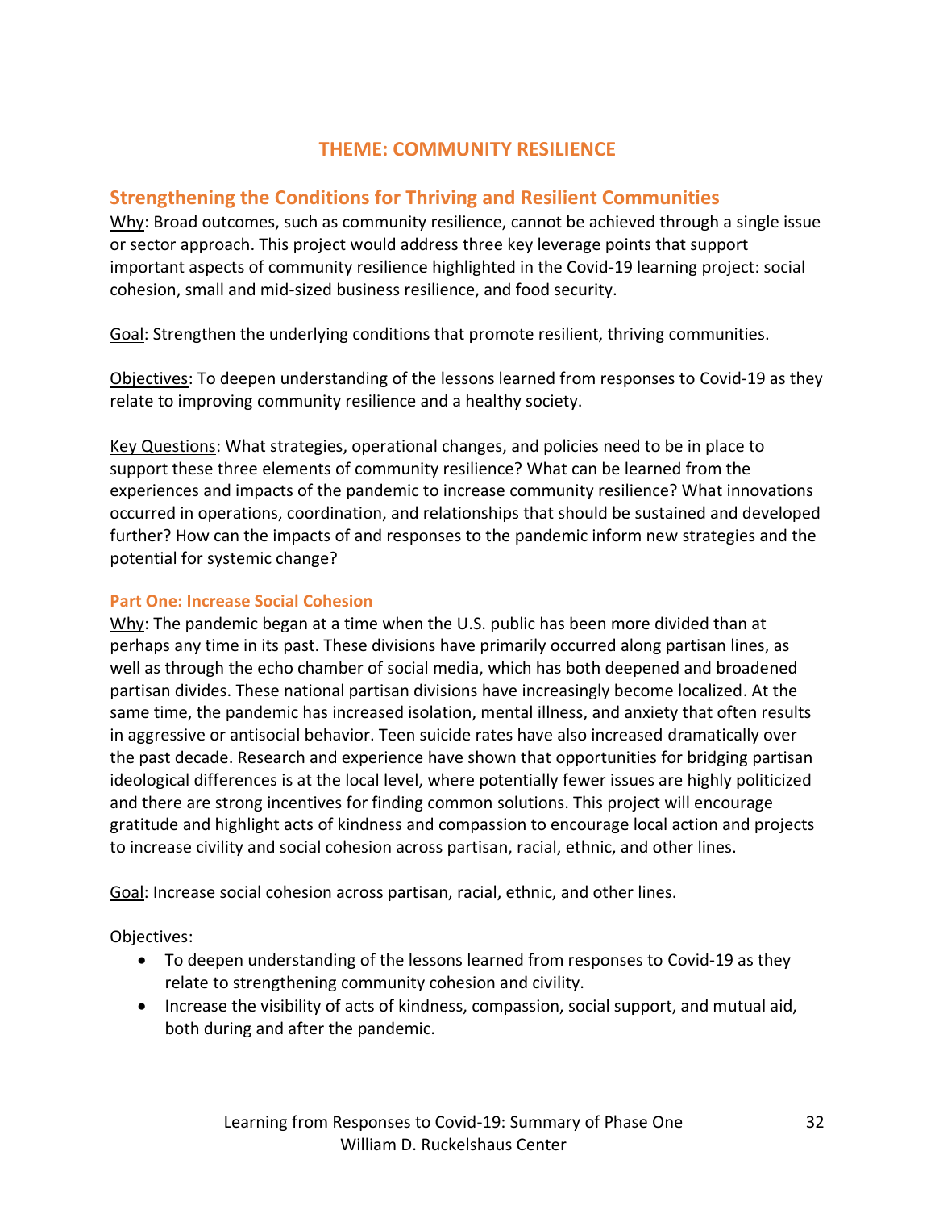# THEME: COMMUNITY RESILIENCE

## Strengthening the Conditions for Thriving and Resilient Communities

Why: Broad outcomes, such as community resilience, cannot be achieved through a single issue or sector approach. This project would address three key leverage points that support important aspects of community resilience highlighted in the Covid-19 learning project: social cohesion, small and mid-sized business resilience, and food security.

Goal: Strengthen the underlying conditions that promote resilient, thriving communities.

Objectives: To deepen understanding of the lessons learned from responses to Covid-19 as they relate to improving community resilience and a healthy society.

Key Questions: What strategies, operational changes, and policies need to be in place to support these three elements of community resilience? What can be learned from the experiences and impacts of the pandemic to increase community resilience? What innovations occurred in operations, coordination, and relationships that should be sustained and developed further? How can the impacts of and responses to the pandemic inform new strategies and the potential for systemic change?

### Part One: Increase Social Cohesion

Why: The pandemic began at a time when the U.S. public has been more divided than at perhaps any time in its past. These divisions have primarily occurred along partisan lines, as well as through the echo chamber of social media, which has both deepened and broadened partisan divides. These national partisan divisions have increasingly become localized. At the same time, the pandemic has increased isolation, mental illness, and anxiety that often results in aggressive or antisocial behavior. Teen suicide rates have also increased dramatically over the past decade. Research and experience have shown that opportunities for bridging partisan ideological differences is at the local level, where potentially fewer issues are highly politicized and there are strong incentives for finding common solutions. This project will encourage gratitude and highlight acts of kindness and compassion to encourage local action and projects to increase civility and social cohesion across partisan, racial, ethnic, and other lines.

Goal: Increase social cohesion across partisan, racial, ethnic, and other lines.

Objectives:

- To deepen understanding of the lessons learned from responses to Covid-19 as they relate to strengthening community cohesion and civility.
- Increase the visibility of acts of kindness, compassion, social support, and mutual aid, both during and after the pandemic.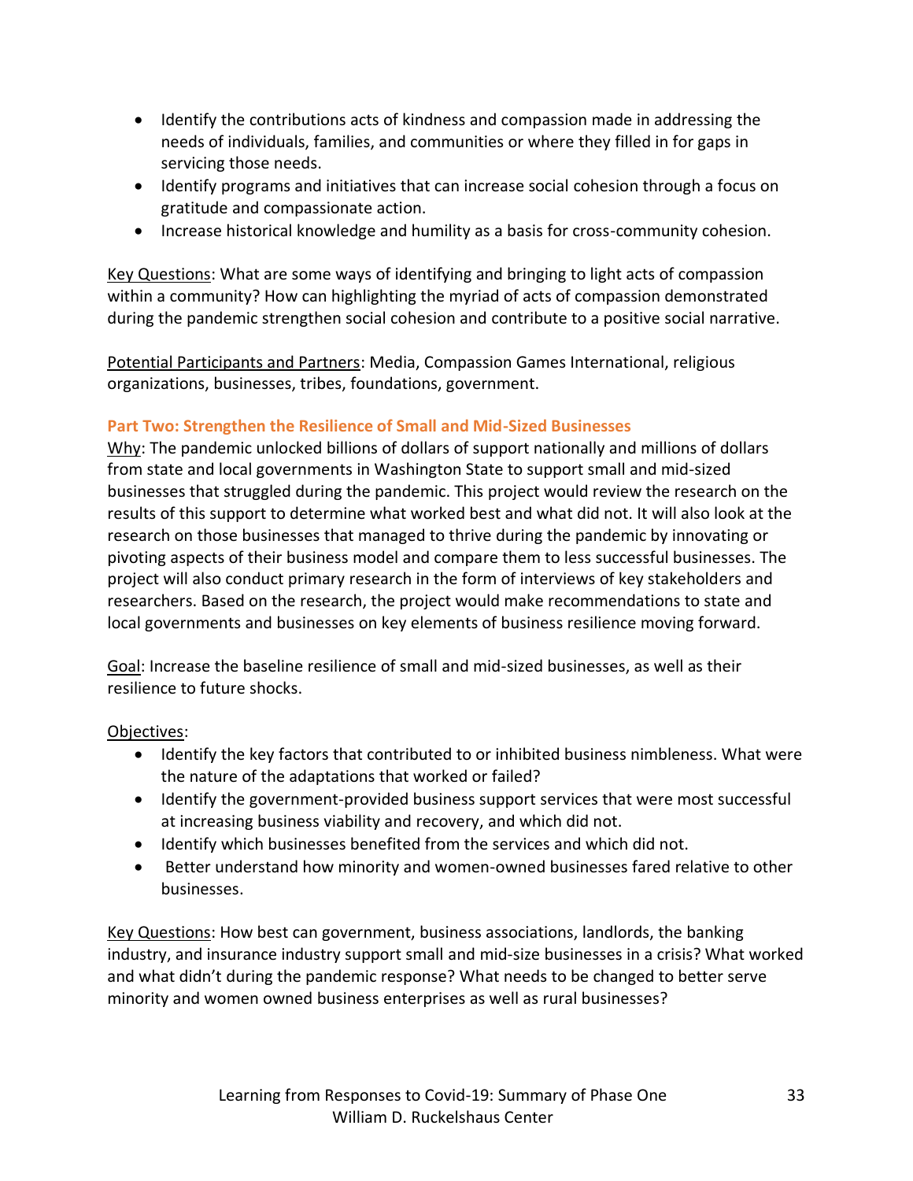- Identify the contributions acts of kindness and compassion made in addressing the needs of individuals, families, and communities or where they filled in for gaps in servicing those needs.
- Identify programs and initiatives that can increase social cohesion through a focus on gratitude and compassionate action.
- Increase historical knowledge and humility as a basis for cross-community cohesion.

Key Questions: What are some ways of identifying and bringing to light acts of compassion within a community? How can highlighting the myriad of acts of compassion demonstrated during the pandemic strengthen social cohesion and contribute to a positive social narrative.

Potential Participants and Partners: Media, Compassion Games International, religious organizations, businesses, tribes, foundations, government.

### Part Two: Strengthen the Resilience of Small and Mid-Sized Businesses

Why: The pandemic unlocked billions of dollars of support nationally and millions of dollars from state and local governments in Washington State to support small and mid-sized businesses that struggled during the pandemic. This project would review the research on the results of this support to determine what worked best and what did not. It will also look at the research on those businesses that managed to thrive during the pandemic by innovating or pivoting aspects of their business model and compare them to less successful businesses. The project will also conduct primary research in the form of interviews of key stakeholders and researchers. Based on the research, the project would make recommendations to state and local governments and businesses on key elements of business resilience moving forward.

Goal: Increase the baseline resilience of small and mid-sized businesses, as well as their resilience to future shocks.

Objectives:

- Identify the key factors that contributed to or inhibited business nimbleness. What were the nature of the adaptations that worked or failed?
- Identify the government-provided business support services that were most successful at increasing business viability and recovery, and which did not.
- Identify which businesses benefited from the services and which did not.
- Better understand how minority and women-owned businesses fared relative to other businesses.

Key Questions: How best can government, business associations, landlords, the banking industry, and insurance industry support small and mid-size businesses in a crisis? What worked and what didn't during the pandemic response? What needs to be changed to better serve minority and women owned business enterprises as well as rural businesses?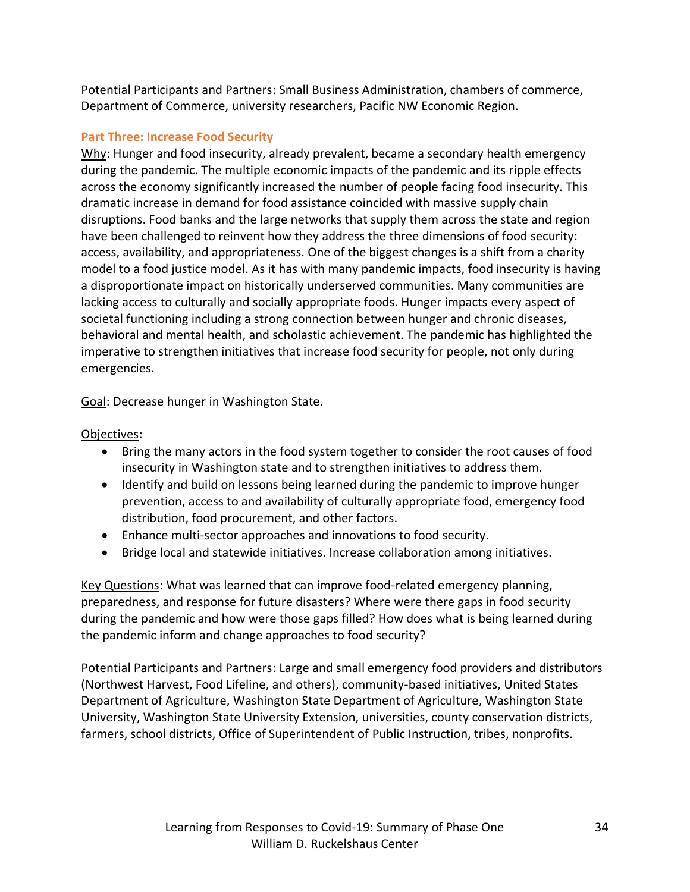Potential Participants and Partners: Small Business Administration, chambers of commerce, Department of Commerce, university researchers, Pacific NW Economic Region.

### Part Three: Increase Food Security

Why: Hunger and food insecurity, already prevalent, became a secondary health emergency during the pandemic. The multiple economic impacts of the pandemic and its ripple effects across the economy significantly increased the number of people facing food insecurity. This dramatic increase in demand for food assistance coincided with massive supply chain disruptions. Food banks and the large networks that supply them across the state and region have been challenged to reinvent how they address the three dimensions of food security: access, availability, and appropriateness. One of the biggest changes is a shift from a charity model to a food justice model. As it has with many pandemic impacts, food insecurity is having a disproportionate impact on historically underserved communities. Many communities are lacking access to culturally and socially appropriate foods. Hunger impacts every aspect of societal functioning including a strong connection between hunger and chronic diseases, behavioral and mental health, and scholastic achievement. The pandemic has highlighted the imperative to strengthen initiatives that increase food security for people, not only during emergencies.

Goal: Decrease hunger in Washington State.

Objectives:

- Bring the many actors in the food system together to consider the root causes of food insecurity in Washington state and to strengthen initiatives to address them.
- Identify and build on lessons being learned during the pandemic to improve hunger prevention, access to and availability of culturally appropriate food, emergency food distribution, food procurement, and other factors.
- Enhance multi-sector approaches and innovations to food security.
- Bridge local and statewide initiatives. Increase collaboration among initiatives.

Key Questions: What was learned that can improve food-related emergency planning, preparedness, and response for future disasters? Where were there gaps in food security during the pandemic and how were those gaps filled? How does what is being learned during the pandemic inform and change approaches to food security?

Potential Participants and Partners: Large and small emergency food providers and distributors (Northwest Harvest, Food Lifeline, and others), community-based initiatives, United States Department of Agriculture, Washington State Department of Agriculture, Washington State University, Washington State University Extension, universities, county conservation districts, farmers, school districts, Office of Superintendent of Public Instruction, tribes, nonprofits.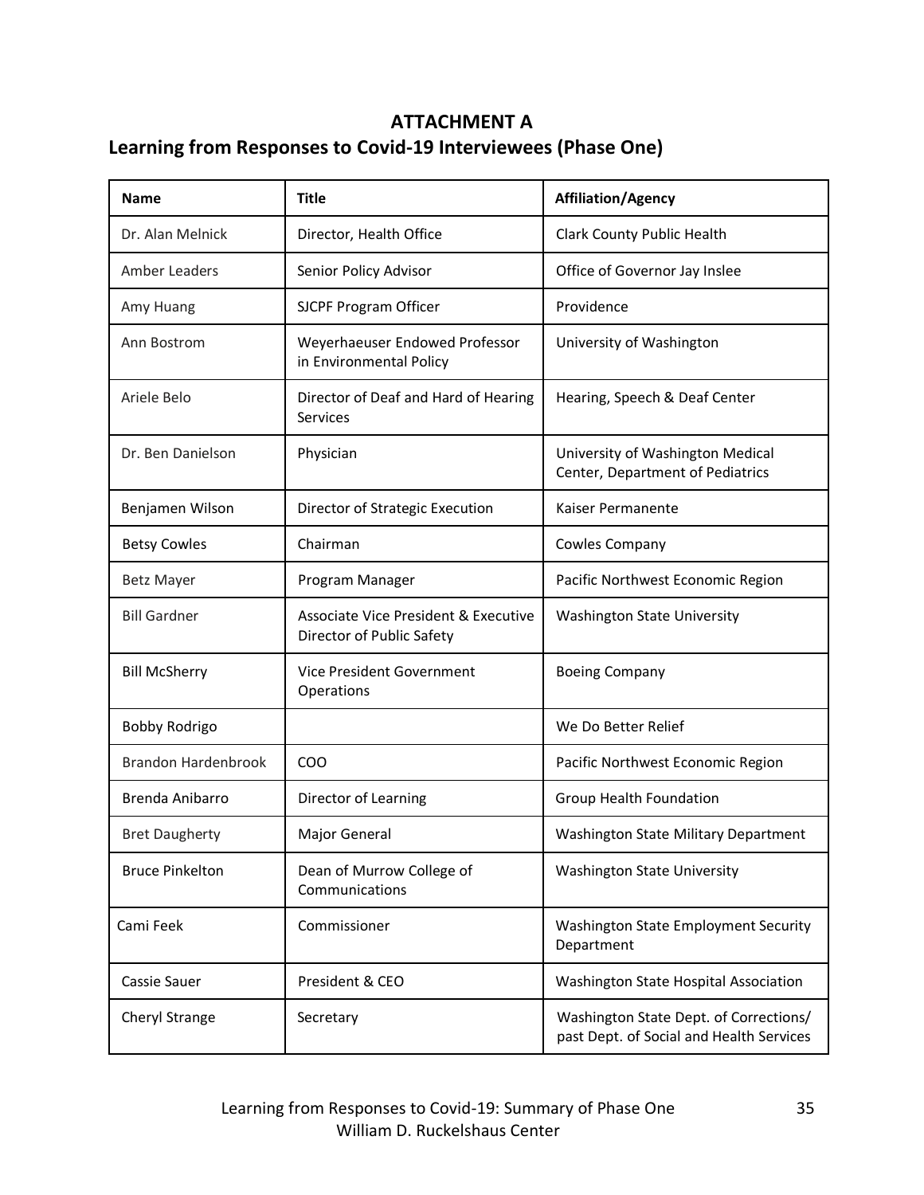# ATTACHMENT A

## Learning from Responses to Covid-19 Interviewees (Phase One)

| Name | Title | Affiliation/Agency |
|---|---|---|
| Dr. Alan Melnick | Director, Health Office | Clark County Public Health |
| Amber Leaders | Senior Policy Advisor | Office of Governor Jay Inslee |
| Amy Huang | SJCPF Program Officer | Providence |
| Ann Bostrom | Weyerhaeuser Endowed Professor in Environmental Policy | University of Washington |
| Ariele Belo | Director of Deaf and Hard of Hearing Services | Hearing, Speech & Deaf Center |
| Dr. Ben Danielson | Physician | University of Washington Medical Center, Department of Pediatrics |
| Benjamen Wilson | Director of Strategic Execution | Kaiser Permanente |
| Betsy Cowles | Chairman | Cowles Company |
| Betz Mayer | Program Manager | Pacific Northwest Economic Region |
| Bill Gardner | Associate Vice President & Executive Director of Public Safety | Washington State University |
| Bill McSherry | Vice President Government Operations | Boeing Company |
| Bobby Rodrigo | | We Do Better Relief |
| Brandon Hardenbrook | COO | Pacific Northwest Economic Region |
| Brenda Anibarro | Director of Learning | Group Health Foundation |
| Bret Daugherty | Major General | Washington State Military Department |
| Bruce Pinkelton | Dean of Murrow College of Communications | Washington State University |
| Cami Feek | Commissioner | Washington State Employment Security Department |
| Cassie Sauer | President & CEO | Washington State Hospital Association |
| Cheryl Strange | Secretary | Washington State Dept. of Corrections/ past Dept. of Social and Health Services |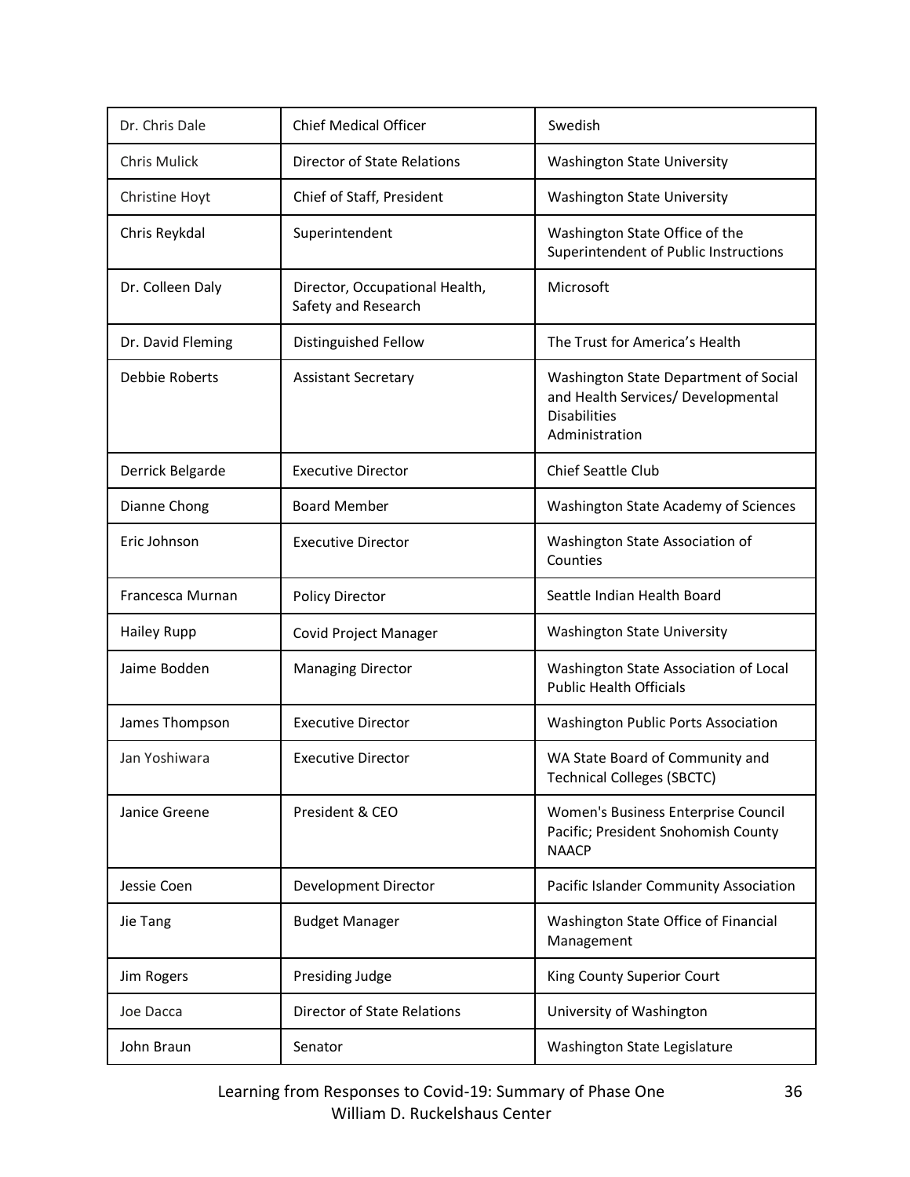| Dr. Chris Dale | Chief Medical Officer | Swedish |
|---|---|---|
| Chris Mulick | Director of State Relations | Washington State University |
| Christine Hoyt | Chief of Staff, President | Washington State University |
| Chris Reykdal | Superintendent | Washington State Office of the Superintendent of Public Instructions |
| Dr. Colleen Daly | Director, Occupational Health, Safety and Research | Microsoft |
| Dr. David Fleming | Distinguished Fellow | The Trust for America's Health |
| Debbie Roberts | Assistant Secretary | Washington State Department of Social and Health Services/ Developmental Disabilities Administration |
| Derrick Belgarde | Executive Director | Chief Seattle Club |
| Dianne Chong | Board Member | Washington State Academy of Sciences |
| Eric Johnson | Executive Director | Washington State Association of Counties |
| Francesca Murnan | Policy Director | Seattle Indian Health Board |
| Hailey Rupp | Covid Project Manager | Washington State University |
| Jaime Bodden | Managing Director | Washington State Association of Local Public Health Officials |
| James Thompson | Executive Director | Washington Public Ports Association |
| Jan Yoshiwara | Executive Director | WA State Board of Community and Technical Colleges (SBCTC) |
| Janice Greene | President & CEO | Women's Business Enterprise Council Pacific; President Snohomish County NAACP |
| Jessie Coen | Development Director | Pacific Islander Community Association |
| Jie Tang | Budget Manager | Washington State Office of Financial Management |
| Jim Rogers | Presiding Judge | King County Superior Court |
| Joe Dacca | Director of State Relations | University of Washington |
| John Braun | Senator | Washington State Legislature |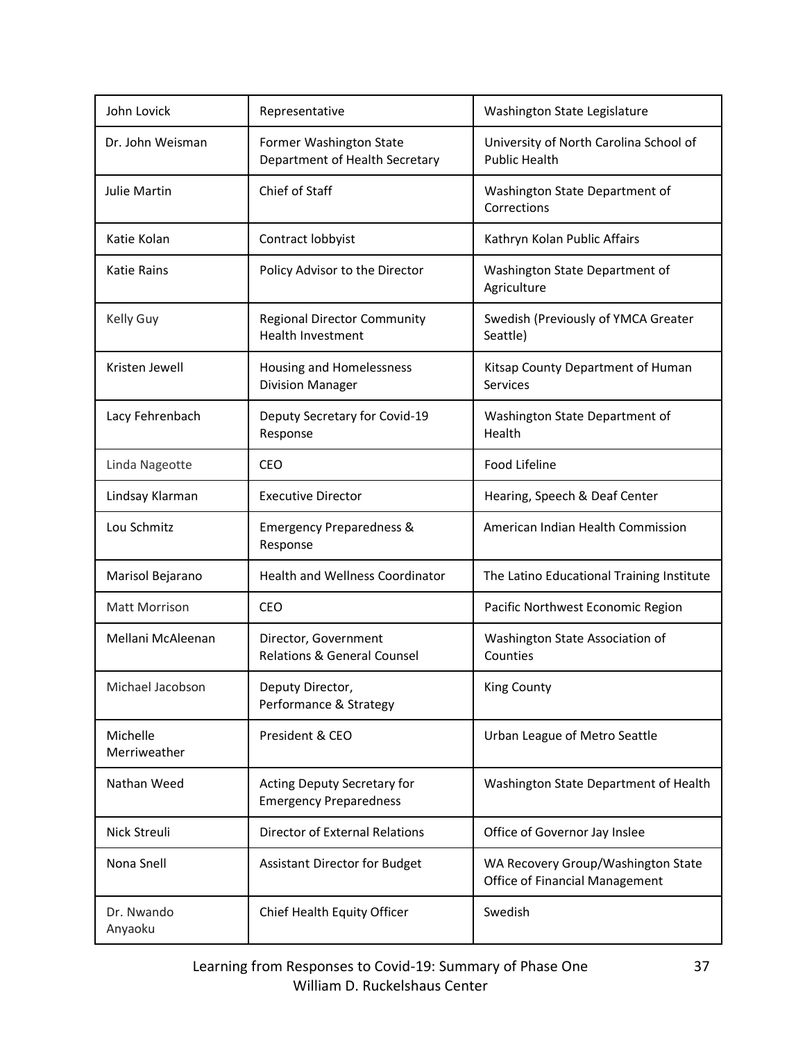| John Lovick | Representative | Washington State Legislature |
|---|---|---|
| Dr. John Weisman | Former Washington State Department of Health Secretary | University of North Carolina School of Public Health |
| Julie Martin | Chief of Staff | Washington State Department of Corrections |
| Katie Kolan | Contract lobbyist | Kathryn Kolan Public Affairs |
| Katie Rains | Policy Advisor to the Director | Washington State Department of Agriculture |
| Kelly Guy | Regional Director Community Health Investment | Swedish (Previously of YMCA Greater Seattle) |
| Kristen Jewell | Housing and Homelessness Division Manager | Kitsap County Department of Human Services |
| Lacy Fehrenbach | Deputy Secretary for Covid-19 Response | Washington State Department of Health |
| Linda Nageotte | CEO | Food Lifeline |
| Lindsay Klarman | Executive Director | Hearing, Speech & Deaf Center |
| Lou Schmitz | Emergency Preparedness & Response | American Indian Health Commission |
| Marisol Bejarano | Health and Wellness Coordinator | The Latino Educational Training Institute |
| Matt Morrison | CEO | Pacific Northwest Economic Region |
| Mellani McAleenan | Director, Government Relations & General Counsel | Washington State Association of Counties |
| Michael Jacobson | Deputy Director, Performance & Strategy | King County |
| Michelle Merriweather | President & CEO | Urban League of Metro Seattle |
| Nathan Weed | Acting Deputy Secretary for Emergency Preparedness | Washington State Department of Health |
| Nick Streuli | Director of External Relations | Office of Governor Jay Inslee |
| Nona Snell | Assistant Director for Budget | WA Recovery Group/Washington State Office of Financial Management |
| Dr. Nwando Anyaoku | Chief Health Equity Officer | Swedish |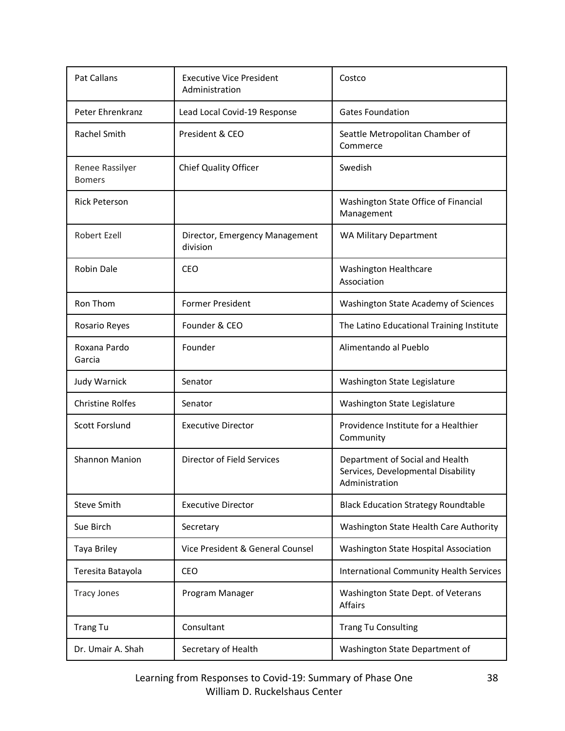| | | |
|---|---|---|
| Pat Callans | Executive Vice President Administration | Costco |
| Peter Ehrenkranz | Lead Local Covid-19 Response | Gates Foundation |
| Rachel Smith | President & CEO | Seattle Metropolitan Chamber of Commerce |
| Renee Rassilyer Bomers | Chief Quality Officer | Swedish |
| Rick Peterson | | Washington State Office of Financial Management |
| Robert Ezell | Director, Emergency Management division | WA Military Department |
| Robin Dale | CEO | Washington Healthcare Association |
| Ron Thom | Former President | Washington State Academy of Sciences |
| Rosario Reyes | Founder & CEO | The Latino Educational Training Institute |
| Roxana Pardo Garcia | Founder | Alimentando al Pueblo |
| Judy Warnick | Senator | Washington State Legislature |
| Christine Rolfes | Senator | Washington State Legislature |
| Scott Forslund | Executive Director | Providence Institute for a Healthier Community |
| Shannon Manion | Director of Field Services | Department of Social and Health Services, Developmental Disability Administration |
| Steve Smith | Executive Director | Black Education Strategy Roundtable |
| Sue Birch | Secretary | Washington State Health Care Authority |
| Taya Briley | Vice President & General Counsel | Washington State Hospital Association |
| Teresita Batayola | CEO | International Community Health Services |
| Tracy Jones | Program Manager | Washington State Dept. of Veterans Affairs |
| Trang Tu | Consultant | Trang Tu Consulting |
| Dr. Umair A. Shah | Secretary of Health | Washington State Department of |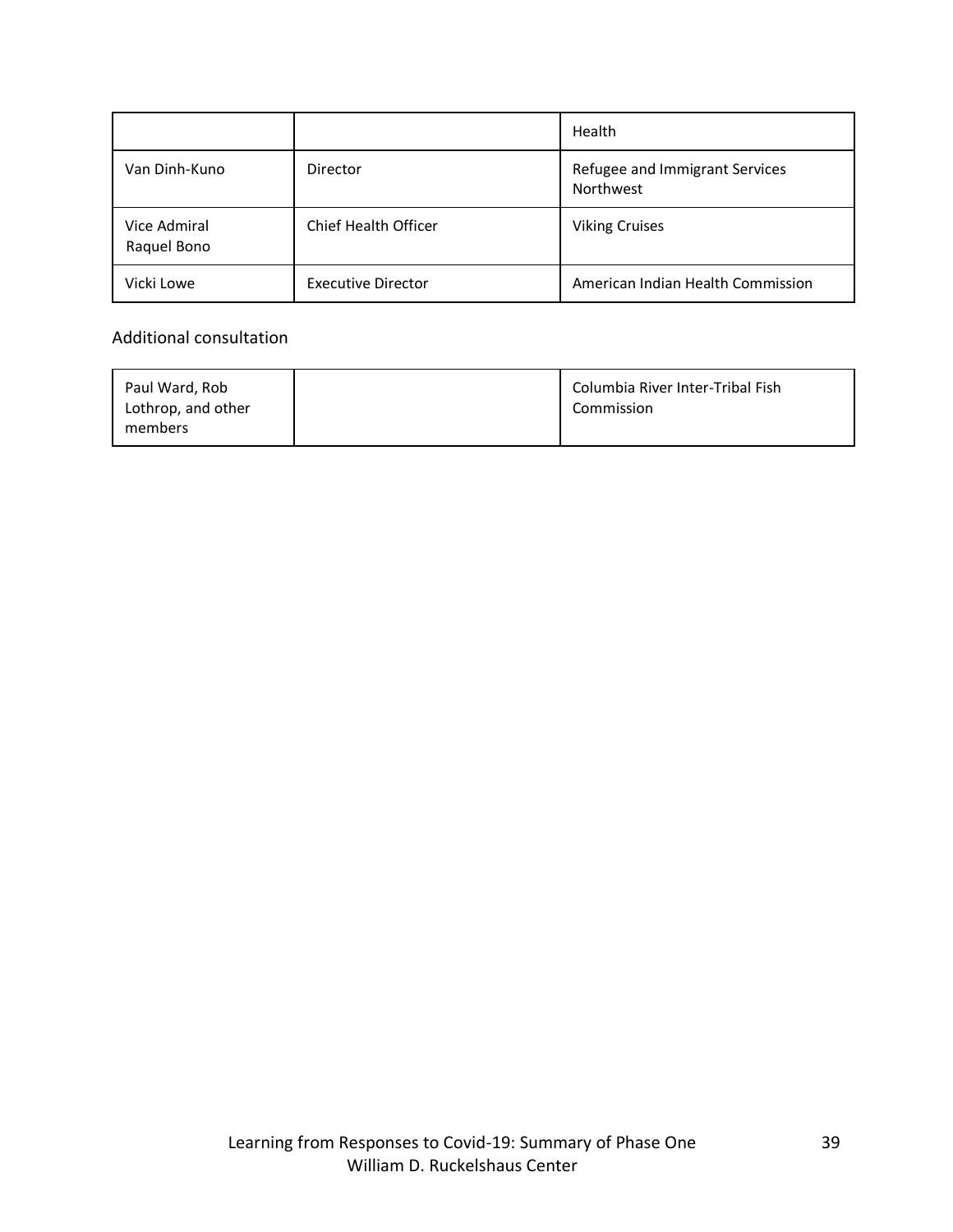| | | |
|---|---|---|
| | | Health |
| Van Dinh-Kuno | Director | Refugee and Immigrant Services Northwest |
| Vice Admiral Raquel Bono | Chief Health Officer | Viking Cruises |
| Vicki Lowe | Executive Director | American Indian Health Commission |

Additional consultation

| | | |
|---|---|---|
| Paul Ward, Rob Lothrop, and other members | | Columbia River Inter-Tribal Fish Commission |